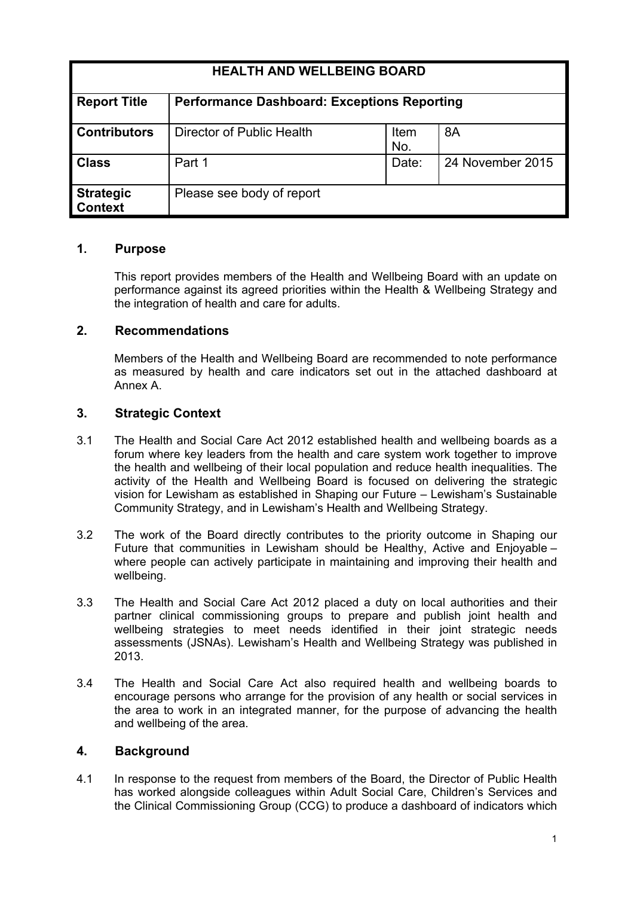| HEALTH AND WELLBEING BOARD | | | |
|---|---|---|---|
| **Report Title** | **Performance Dashboard: Exceptions Reporting** | | |
| **Contributors** | Director of Public Health | Item No. | 8A |
| **Class** | Part 1 | Date: | 24 November 2015 |
| **Strategic Context** | Please see body of report | | |

## 1. Purpose

This report provides members of the Health and Wellbeing Board with an update on performance against its agreed priorities within the Health & Wellbeing Strategy and the integration of health and care for adults.

## 2. Recommendations

Members of the Health and Wellbeing Board are recommended to note performance as measured by health and care indicators set out in the attached dashboard at Annex A.

## 3. Strategic Context

3.1 The Health and Social Care Act 2012 established health and wellbeing boards as a forum where key leaders from the health and care system work together to improve the health and wellbeing of their local population and reduce health inequalities. The activity of the Health and Wellbeing Board is focused on delivering the strategic vision for Lewisham as established in Shaping our Future – Lewisham's Sustainable Community Strategy, and in Lewisham's Health and Wellbeing Strategy.

3.2 The work of the Board directly contributes to the priority outcome in Shaping our Future that communities in Lewisham should be Healthy, Active and Enjoyable – where people can actively participate in maintaining and improving their health and wellbeing.

3.3 The Health and Social Care Act 2012 placed a duty on local authorities and their partner clinical commissioning groups to prepare and publish joint health and wellbeing strategies to meet needs identified in their joint strategic needs assessments (JSNAs). Lewisham's Health and Wellbeing Strategy was published in 2013.

3.4 The Health and Social Care Act also required health and wellbeing boards to encourage persons who arrange for the provision of any health or social services in the area to work in an integrated manner, for the purpose of advancing the health and wellbeing of the area.

## 4. Background

4.1 In response to the request from members of the Board, the Director of Public Health has worked alongside colleagues within Adult Social Care, Children's Services and the Clinical Commissioning Group (CCG) to produce a dashboard of indicators which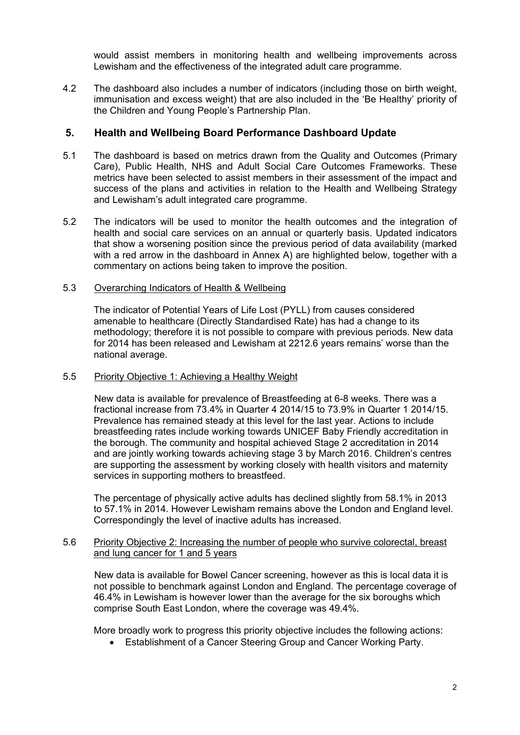would assist members in monitoring health and wellbeing improvements across Lewisham and the effectiveness of the integrated adult care programme.

4.2 The dashboard also includes a number of indicators (including those on birth weight, immunisation and excess weight) that are also included in the 'Be Healthy' priority of the Children and Young People's Partnership Plan.

## 5. Health and Wellbeing Board Performance Dashboard Update

5.1 The dashboard is based on metrics drawn from the Quality and Outcomes (Primary Care), Public Health, NHS and Adult Social Care Outcomes Frameworks. These metrics have been selected to assist members in their assessment of the impact and success of the plans and activities in relation to the Health and Wellbeing Strategy and Lewisham's adult integrated care programme.

5.2 The indicators will be used to monitor the health outcomes and the integration of health and social care services on an annual or quarterly basis. Updated indicators that show a worsening position since the previous period of data availability (marked with a red arrow in the dashboard in Annex A) are highlighted below, together with a commentary on actions being taken to improve the position.

5.3 Overarching Indicators of Health & Wellbeing

The indicator of Potential Years of Life Lost (PYLL) from causes considered amenable to healthcare (Directly Standardised Rate) has had a change to its methodology; therefore it is not possible to compare with previous periods. New data for 2014 has been released and Lewisham at 2212.6 years remains' worse than the national average.

5.5 Priority Objective 1: Achieving a Healthy Weight

New data is available for prevalence of Breastfeeding at 6-8 weeks. There was a fractional increase from 73.4% in Quarter 4 2014/15 to 73.9% in Quarter 1 2014/15. Prevalence has remained steady at this level for the last year. Actions to include breastfeeding rates include working towards UNICEF Baby Friendly accreditation in the borough. The community and hospital achieved Stage 2 accreditation in 2014 and are jointly working towards achieving stage 3 by March 2016. Children's centres are supporting the assessment by working closely with health visitors and maternity services in supporting mothers to breastfeed.

The percentage of physically active adults has declined slightly from 58.1% in 2013 to 57.1% in 2014. However Lewisham remains above the London and England level. Correspondingly the level of inactive adults has increased.

5.6 Priority Objective 2: Increasing the number of people who survive colorectal, breast and lung cancer for 1 and 5 years

New data is available for Bowel Cancer screening, however as this is local data it is not possible to benchmark against London and England. The percentage coverage of 46.4% in Lewisham is however lower than the average for the six boroughs which comprise South East London, where the coverage was 49.4%.

More broadly work to progress this priority objective includes the following actions:

- Establishment of a Cancer Steering Group and Cancer Working Party.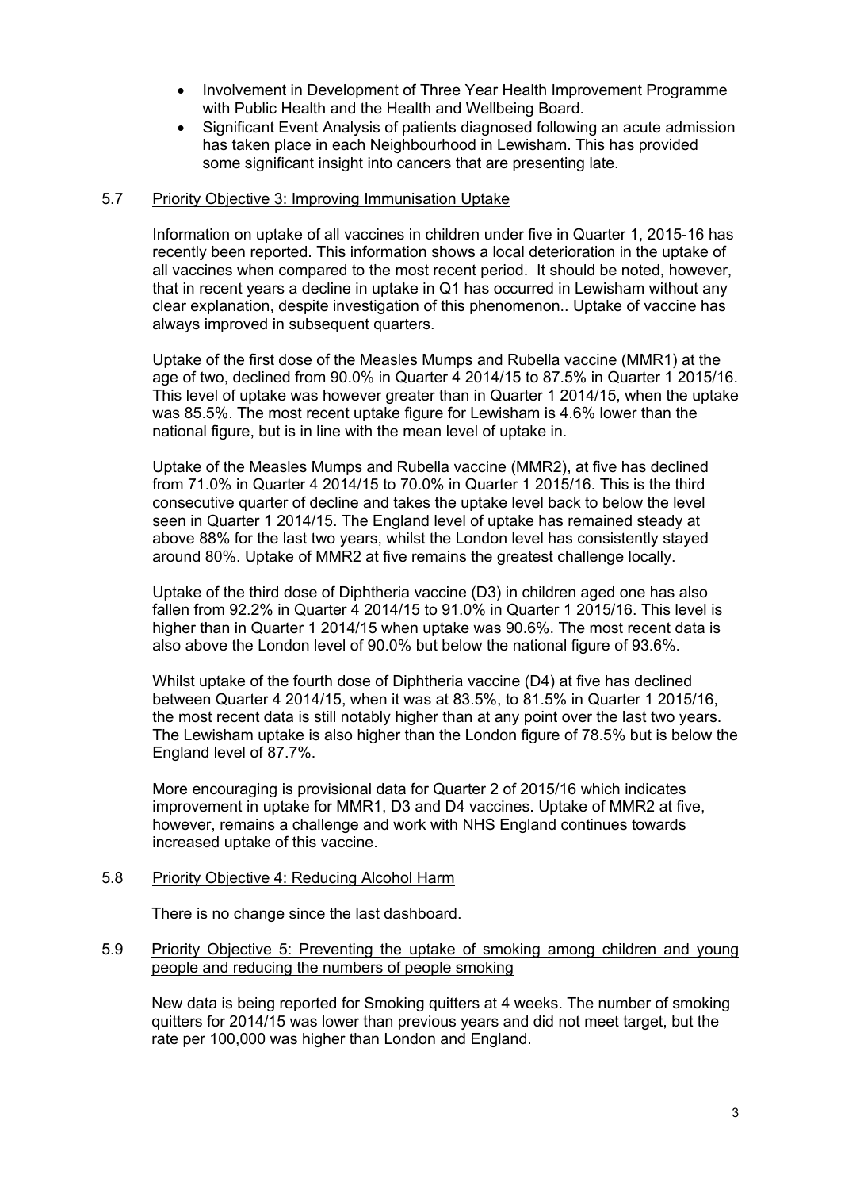- Involvement in Development of Three Year Health Improvement Programme with Public Health and the Health and Wellbeing Board.
- Significant Event Analysis of patients diagnosed following an acute admission has taken place in each Neighbourhood in Lewisham. This has provided some significant insight into cancers that are presenting late.

5.7 Priority Objective 3: Improving Immunisation Uptake

Information on uptake of all vaccines in children under five in Quarter 1, 2015-16 has recently been reported. This information shows a local deterioration in the uptake of all vaccines when compared to the most recent period. It should be noted, however, that in recent years a decline in uptake in Q1 has occurred in Lewisham without any clear explanation, despite investigation of this phenomenon.. Uptake of vaccine has always improved in subsequent quarters.

Uptake of the first dose of the Measles Mumps and Rubella vaccine (MMR1) at the age of two, declined from 90.0% in Quarter 4 2014/15 to 87.5% in Quarter 1 2015/16. This level of uptake was however greater than in Quarter 1 2014/15, when the uptake was 85.5%. The most recent uptake figure for Lewisham is 4.6% lower than the national figure, but is in line with the mean level of uptake in.

Uptake of the Measles Mumps and Rubella vaccine (MMR2), at five has declined from 71.0% in Quarter 4 2014/15 to 70.0% in Quarter 1 2015/16. This is the third consecutive quarter of decline and takes the uptake level back to below the level seen in Quarter 1 2014/15. The England level of uptake has remained steady at above 88% for the last two years, whilst the London level has consistently stayed around 80%. Uptake of MMR2 at five remains the greatest challenge locally.

Uptake of the third dose of Diphtheria vaccine (D3) in children aged one has also fallen from 92.2% in Quarter 4 2014/15 to 91.0% in Quarter 1 2015/16. This level is higher than in Quarter 1 2014/15 when uptake was 90.6%. The most recent data is also above the London level of 90.0% but below the national figure of 93.6%.

Whilst uptake of the fourth dose of Diphtheria vaccine (D4) at five has declined between Quarter 4 2014/15, when it was at 83.5%, to 81.5% in Quarter 1 2015/16, the most recent data is still notably higher than at any point over the last two years. The Lewisham uptake is also higher than the London figure of 78.5% but is below the England level of 87.7%.

More encouraging is provisional data for Quarter 2 of 2015/16 which indicates improvement in uptake for MMR1, D3 and D4 vaccines. Uptake of MMR2 at five, however, remains a challenge and work with NHS England continues towards increased uptake of this vaccine.

5.8 Priority Objective 4: Reducing Alcohol Harm

There is no change since the last dashboard.

5.9 Priority Objective 5: Preventing the uptake of smoking among children and young people and reducing the numbers of people smoking

New data is being reported for Smoking quitters at 4 weeks. The number of smoking quitters for 2014/15 was lower than previous years and did not meet target, but the rate per 100,000 was higher than London and England.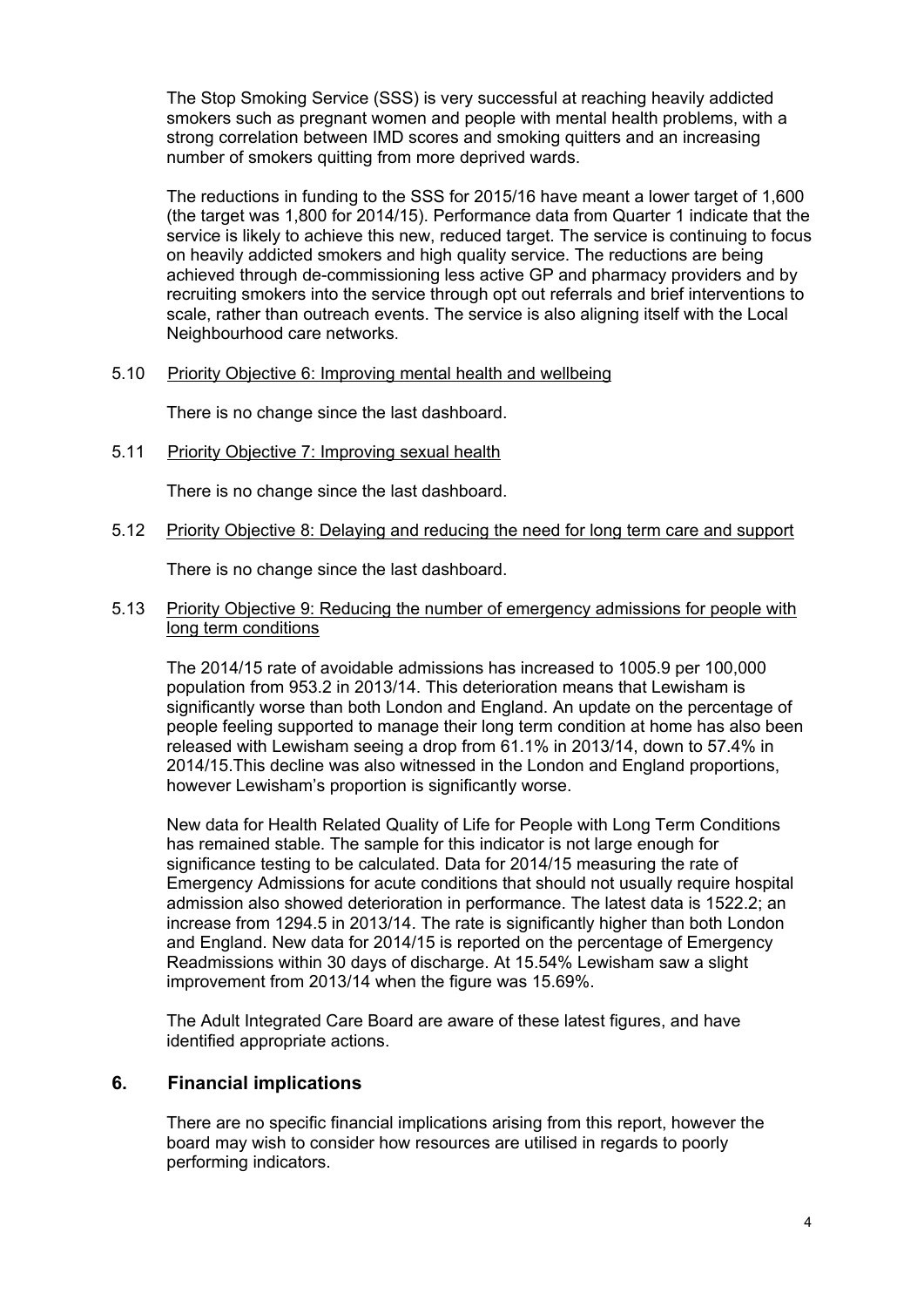The Stop Smoking Service (SSS) is very successful at reaching heavily addicted smokers such as pregnant women and people with mental health problems, with a strong correlation between IMD scores and smoking quitters and an increasing number of smokers quitting from more deprived wards.

The reductions in funding to the SSS for 2015/16 have meant a lower target of 1,600 (the target was 1,800 for 2014/15). Performance data from Quarter 1 indicate that the service is likely to achieve this new, reduced target. The service is continuing to focus on heavily addicted smokers and high quality service. The reductions are being achieved through de-commissioning less active GP and pharmacy providers and by recruiting smokers into the service through opt out referrals and brief interventions to scale, rather than outreach events. The service is also aligning itself with the Local Neighbourhood care networks.

5.10 Priority Objective 6: Improving mental health and wellbeing

There is no change since the last dashboard.

5.11 Priority Objective 7: Improving sexual health

There is no change since the last dashboard.

5.12 Priority Objective 8: Delaying and reducing the need for long term care and support

There is no change since the last dashboard.

5.13 Priority Objective 9: Reducing the number of emergency admissions for people with long term conditions

The 2014/15 rate of avoidable admissions has increased to 1005.9 per 100,000 population from 953.2 in 2013/14. This deterioration means that Lewisham is significantly worse than both London and England. An update on the percentage of people feeling supported to manage their long term condition at home has also been released with Lewisham seeing a drop from 61.1% in 2013/14, down to 57.4% in 2014/15.This decline was also witnessed in the London and England proportions, however Lewisham's proportion is significantly worse.

New data for Health Related Quality of Life for People with Long Term Conditions has remained stable. The sample for this indicator is not large enough for significance testing to be calculated. Data for 2014/15 measuring the rate of Emergency Admissions for acute conditions that should not usually require hospital admission also showed deterioration in performance. The latest data is 1522.2; an increase from 1294.5 in 2013/14. The rate is significantly higher than both London and England. New data for 2014/15 is reported on the percentage of Emergency Readmissions within 30 days of discharge. At 15.54% Lewisham saw a slight improvement from 2013/14 when the figure was 15.69%.

The Adult Integrated Care Board are aware of these latest figures, and have identified appropriate actions.

## 6. Financial implications

There are no specific financial implications arising from this report, however the board may wish to consider how resources are utilised in regards to poorly performing indicators.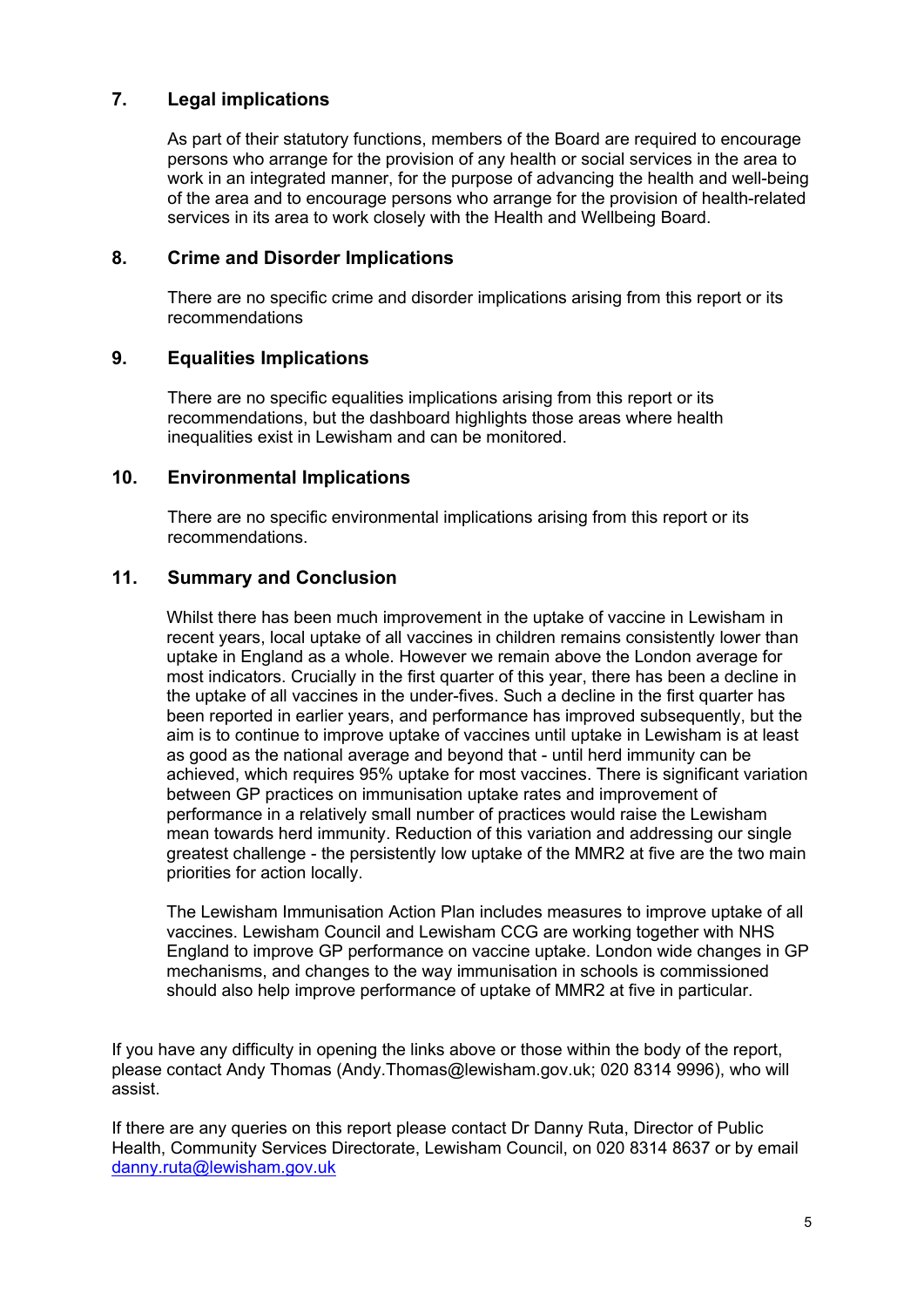## 7. Legal implications

As part of their statutory functions, members of the Board are required to encourage persons who arrange for the provision of any health or social services in the area to work in an integrated manner, for the purpose of advancing the health and well-being of the area and to encourage persons who arrange for the provision of health-related services in its area to work closely with the Health and Wellbeing Board.

## 8. Crime and Disorder Implications

There are no specific crime and disorder implications arising from this report or its recommendations

## 9. Equalities Implications

There are no specific equalities implications arising from this report or its recommendations, but the dashboard highlights those areas where health inequalities exist in Lewisham and can be monitored.

## 10. Environmental Implications

There are no specific environmental implications arising from this report or its recommendations.

## 11. Summary and Conclusion

Whilst there has been much improvement in the uptake of vaccine in Lewisham in recent years, local uptake of all vaccines in children remains consistently lower than uptake in England as a whole. However we remain above the London average for most indicators. Crucially in the first quarter of this year, there has been a decline in the uptake of all vaccines in the under-fives. Such a decline in the first quarter has been reported in earlier years, and performance has improved subsequently, but the aim is to continue to improve uptake of vaccines until uptake in Lewisham is at least as good as the national average and beyond that - until herd immunity can be achieved, which requires 95% uptake for most vaccines. There is significant variation between GP practices on immunisation uptake rates and improvement of performance in a relatively small number of practices would raise the Lewisham mean towards herd immunity. Reduction of this variation and addressing our single greatest challenge - the persistently low uptake of the MMR2 at five are the two main priorities for action locally.

The Lewisham Immunisation Action Plan includes measures to improve uptake of all vaccines. Lewisham Council and Lewisham CCG are working together with NHS England to improve GP performance on vaccine uptake. London wide changes in GP mechanisms, and changes to the way immunisation in schools is commissioned should also help improve performance of uptake of MMR2 at five in particular.

If you have any difficulty in opening the links above or those within the body of the report, please contact Andy Thomas (Andy.Thomas@lewisham.gov.uk; 020 8314 9996), who will assist.

If there are any queries on this report please contact Dr Danny Ruta, Director of Public Health, Community Services Directorate, Lewisham Council, on 020 8314 8637 or by email [danny.ruta@lewisham.gov.uk](mailto:danny.ruta@lewisham.gov.uk)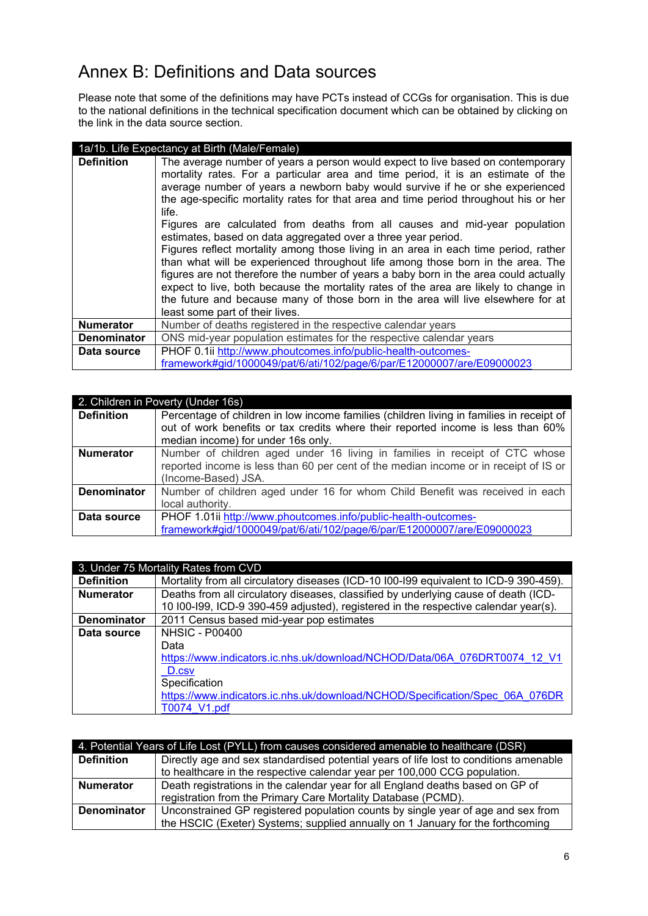# Annex B: Definitions and Data sources

Please note that some of the definitions may have PCTs instead of CCGs for organisation. This is due to the national definitions in the technical specification document which can be obtained by clicking on the link in the data source section.

| 1a/1b. Life Expectancy at Birth (Male/Female) | |
|---|---|
| **Definition** | The average number of years a person would expect to live based on contemporary mortality rates. For a particular area and time period, it is an estimate of the average number of years a newborn baby would survive if he or she experienced the age-specific mortality rates for that area and time period throughout his or her life.<br>Figures are calculated from deaths from all causes and mid-year population estimates, based on data aggregated over a three year period.<br>Figures reflect mortality among those living in an area in each time period, rather than what will be experienced throughout life among those born in the area. The figures are not therefore the number of years a baby born in the area could actually expect to live, both because the mortality rates of the area are likely to change in the future and because many of those born in the area will live elsewhere for at least some part of their lives. |
| **Numerator** | Number of deaths registered in the respective calendar years |
| **Denominator** | ONS mid-year population estimates for the respective calendar years |
| **Data source** | PHOF 0.1ii http://www.phoutcomes.info/public-health-outcomes-framework#gid/1000049/pat/6/ati/102/page/6/par/E12000007/are/E09000023 |

| 2. Children in Poverty (Under 16s) | |
|---|---|
| **Definition** | Percentage of children in low income families (children living in families in receipt of out of work benefits or tax credits where their reported income is less than 60% median income) for under 16s only. |
| **Numerator** | Number of children aged under 16 living in families in receipt of CTC whose reported income is less than 60 per cent of the median income or in receipt of IS or (Income-Based) JSA. |
| **Denominator** | Number of children aged under 16 for whom Child Benefit was received in each local authority. |
| **Data source** | PHOF 1.01ii http://www.phoutcomes.info/public-health-outcomes-framework#gid/1000049/pat/6/ati/102/page/6/par/E12000007/are/E09000023 |

| 3. Under 75 Mortality Rates from CVD | |
|---|---|
| **Definition** | Mortality from all circulatory diseases (ICD-10 I00-I99 equivalent to ICD-9 390-459). |
| **Numerator** | Deaths from all circulatory diseases, classified by underlying cause of death (ICD-10 I00-I99, ICD-9 390-459 adjusted), registered in the respective calendar year(s). |
| **Denominator** | 2011 Census based mid-year pop estimates |
| **Data source** | NHSIC - P00400<br>Data<br>https://www.indicators.ic.nhs.uk/download/NCHOD/Data/06A_076DRT0074_12_V1_D.csv<br>Specification<br>https://www.indicators.ic.nhs.uk/download/NCHOD/Specification/Spec_06A_076DRT0074_V1.pdf |

| 4. Potential Years of Life Lost (PYLL) from causes considered amenable to healthcare (DSR) | |
|---|---|
| **Definition** | Directly age and sex standardised potential years of life lost to conditions amenable to healthcare in the respective calendar year per 100,000 CCG population. |
| **Numerator** | Death registrations in the calendar year for all England deaths based on GP of registration from the Primary Care Mortality Database (PCMD). |
| **Denominator** | Unconstrained GP registered population counts by single year of age and sex from the HSCIC (Exeter) Systems; supplied annually on 1 January for the forthcoming |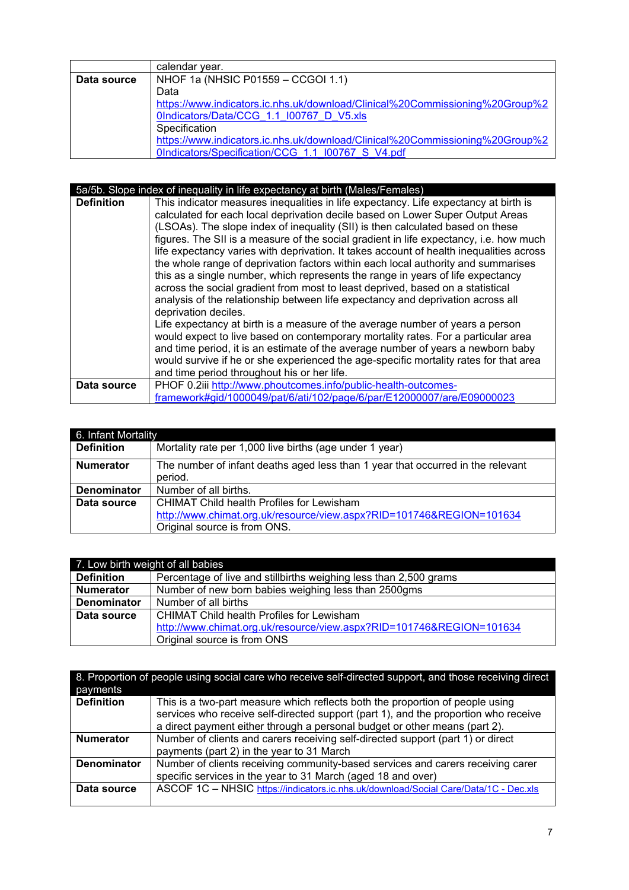| | calendar year. |
|---|---|
| **Data source** | NHOF 1a (NHSIC P01559 – CCGOI 1.1)<br>Data<br>https://www.indicators.ic.nhs.uk/download/Clinical%20Commissioning%20Group%20Indicators/Data/CCG_1.1_I00767_D_V5.xls<br>Specification<br>https://www.indicators.ic.nhs.uk/download/Clinical%20Commissioning%20Group%20Indicators/Specification/CCG_1.1_I00767_S_V4.pdf |

| 5a/5b. Slope index of inequality in life expectancy at birth (Males/Females) | |
|---|---|
| **Definition** | This indicator measures inequalities in life expectancy. Life expectancy at birth is calculated for each local deprivation decile based on Lower Super Output Areas (LSOAs). The slope index of inequality (SII) is then calculated based on these figures. The SII is a measure of the social gradient in life expectancy, i.e. how much life expectancy varies with deprivation. It takes account of health inequalities across the whole range of deprivation factors within each local authority and summarises this as a single number, which represents the range in years of life expectancy across the social gradient from most to least deprived, based on a statistical analysis of the relationship between life expectancy and deprivation across all deprivation deciles.<br>Life expectancy at birth is a measure of the average number of years a person would expect to live based on contemporary mortality rates. For a particular area and time period, it is an estimate of the average number of years a newborn baby would survive if he or she experienced the age-specific mortality rates for that area and time period throughout his or her life. |
| **Data source** | PHOF 0.2iii http://www.phoutcomes.info/public-health-outcomes-framework#gid/1000049/pat/6/ati/102/page/6/par/E12000007/are/E09000023 |

| 6. Infant Mortality | |
|---|---|
| **Definition** | Mortality rate per 1,000 live births (age under 1 year) |
| **Numerator** | The number of infant deaths aged less than 1 year that occurred in the relevant period. |
| **Denominator** | Number of all births. |
| **Data source** | CHIMAT Child health Profiles for Lewisham<br>http://www.chimat.org.uk/resource/view.aspx?RID=101746&REGION=101634<br>Original source is from ONS. |

| 7. Low birth weight of all babies | |
|---|---|
| **Definition** | Percentage of live and stillbirths weighing less than 2,500 grams |
| **Numerator** | Number of new born babies weighing less than 2500gms |
| **Denominator** | Number of all births |
| **Data source** | CHIMAT Child health Profiles for Lewisham<br>http://www.chimat.org.uk/resource/view.aspx?RID=101746&REGION=101634<br>Original source is from ONS |

| 8. Proportion of people using social care who receive self-directed support, and those receiving direct payments | |
|---|---|
| **Definition** | This is a two-part measure which reflects both the proportion of people using services who receive self-directed support (part 1), and the proportion who receive a direct payment either through a personal budget or other means (part 2). |
| **Numerator** | Number of clients and carers receiving self-directed support (part 1) or direct payments (part 2) in the year to 31 March |
| **Denominator** | Number of clients receiving community-based services and carers receiving carer specific services in the year to 31 March (aged 18 and over) |
| **Data source** | ASCOF 1C – NHSIC https://indicators.ic.nhs.uk/download/Social Care/Data/1C - Dec.xls |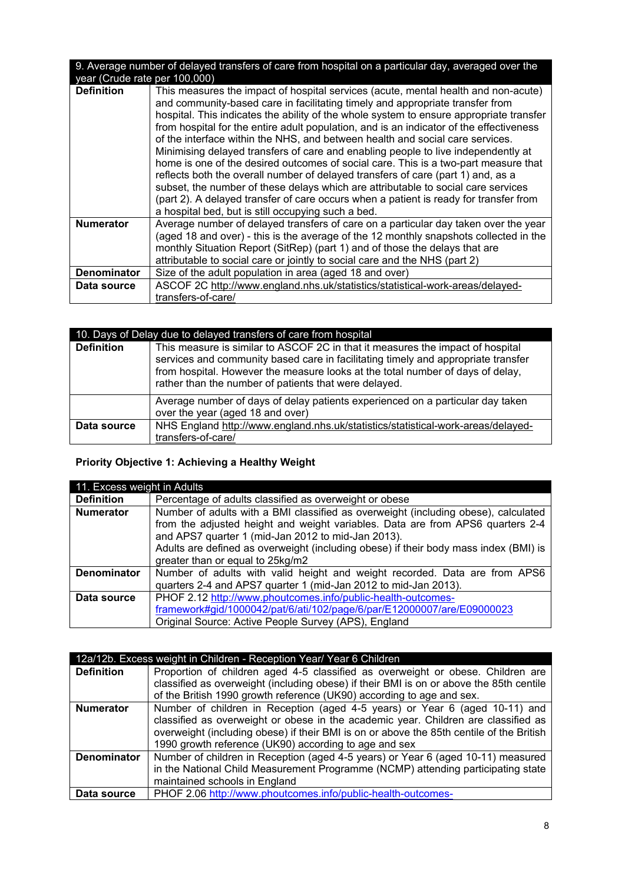| 9. Average number of delayed transfers of care from hospital on a particular day, averaged over the year (Crude rate per 100,000) | |
|---|---|
| **Definition** | This measures the impact of hospital services (acute, mental health and non-acute) and community-based care in facilitating timely and appropriate transfer from hospital. This indicates the ability of the whole system to ensure appropriate transfer from hospital for the entire adult population, and is an indicator of the effectiveness of the interface within the NHS, and between health and social care services. Minimising delayed transfers of care and enabling people to live independently at home is one of the desired outcomes of social care. This is a two-part measure that reflects both the overall number of delayed transfers of care (part 1) and, as a subset, the number of these delays which are attributable to social care services (part 2). A delayed transfer of care occurs when a patient is ready for transfer from a hospital bed, but is still occupying such a bed. |
| **Numerator** | Average number of delayed transfers of care on a particular day taken over the year (aged 18 and over) - this is the average of the 12 monthly snapshots collected in the monthly Situation Report (SitRep) (part 1) and of those the delays that are attributable to social care or jointly to social care and the NHS (part 2) |
| **Denominator** | Size of the adult population in area (aged 18 and over) |
| **Data source** | ASCOF 2C http://www.england.nhs.uk/statistics/statistical-work-areas/delayed-transfers-of-care/ |

| 10. Days of Delay due to delayed transfers of care from hospital | |
|---|---|
| **Definition** | This measure is similar to ASCOF 2C in that it measures the impact of hospital services and community based care in facilitating timely and appropriate transfer from hospital. However the measure looks at the total number of days of delay, rather than the number of patients that were delayed. |
| | Average number of days of delay patients experienced on a particular day taken over the year (aged 18 and over) |
| **Data source** | NHS England http://www.england.nhs.uk/statistics/statistical-work-areas/delayed-transfers-of-care/ |

**Priority Objective 1: Achieving a Healthy Weight**

| 11. Excess weight in Adults | |
|---|---|
| **Definition** | Percentage of adults classified as overweight or obese |
| **Numerator** | Number of adults with a BMI classified as overweight (including obese), calculated from the adjusted height and weight variables. Data are from APS6 quarters 2-4 and APS7 quarter 1 (mid-Jan 2012 to mid-Jan 2013). Adults are defined as overweight (including obese) if their body mass index (BMI) is greater than or equal to 25kg/m2 |
| **Denominator** | Number of adults with valid height and weight recorded. Data are from APS6 quarters 2-4 and APS7 quarter 1 (mid-Jan 2012 to mid-Jan 2013). |
| **Data source** | PHOF 2.12 http://www.phoutcomes.info/public-health-outcomes-framework#gid/1000042/pat/6/ati/102/page/6/par/E12000007/are/E09000023 Original Source: Active People Survey (APS), England |

| 12a/12b. Excess weight in Children - Reception Year/ Year 6 Children | |
|---|---|
| **Definition** | Proportion of children aged 4-5 classified as overweight or obese. Children are classified as overweight (including obese) if their BMI is on or above the 85th centile of the British 1990 growth reference (UK90) according to age and sex. |
| **Numerator** | Number of children in Reception (aged 4-5 years) or Year 6 (aged 10-11) and classified as overweight or obese in the academic year. Children are classified as overweight (including obese) if their BMI is on or above the 85th centile of the British 1990 growth reference (UK90) according to age and sex |
| **Denominator** | Number of children in Reception (aged 4-5 years) or Year 6 (aged 10-11) measured in the National Child Measurement Programme (NCMP) attending participating state maintained schools in England |
| **Data source** | PHOF 2.06 http://www.phoutcomes.info/public-health-outcomes- |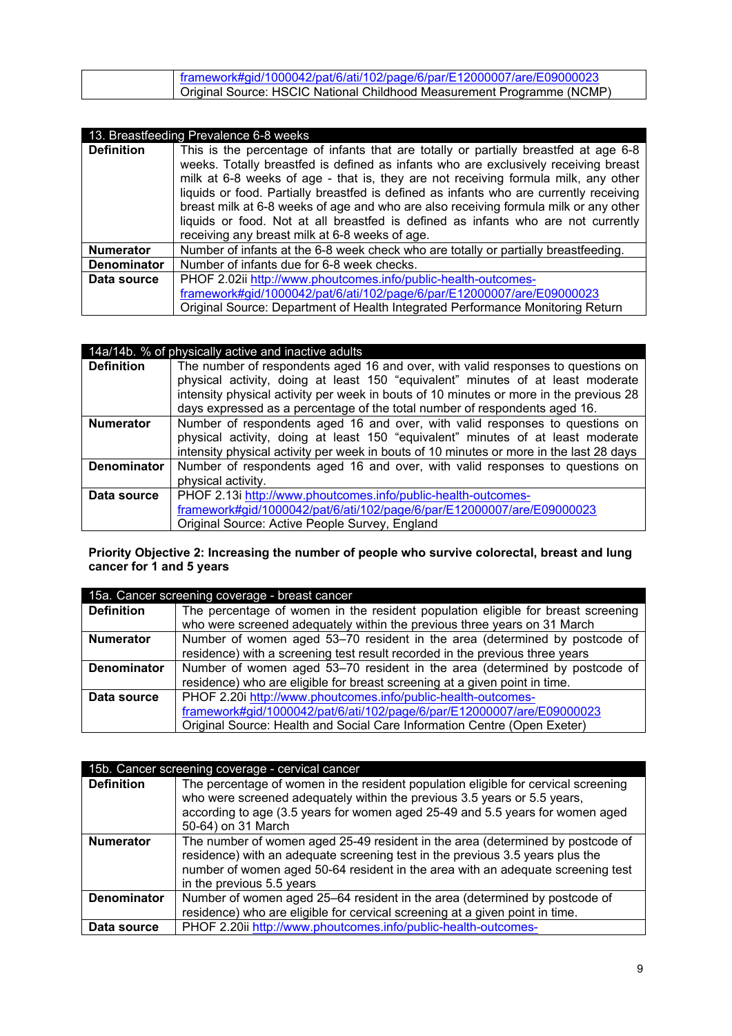| | |
|---|---|
| | framework#gid/1000042/pat/6/ati/102/page/6/par/E12000007/are/E09000023<br>Original Source: HSCIC National Childhood Measurement Programme (NCMP) |

| 13. Breastfeeding Prevalence 6-8 weeks | |
|---|---|
| **Definition** | This is the percentage of infants that are totally or partially breastfed at age 6-8 weeks. Totally breastfed is defined as infants who are exclusively receiving breast milk at 6-8 weeks of age - that is, they are not receiving formula milk, any other liquids or food. Partially breastfed is defined as infants who are currently receiving breast milk at 6-8 weeks of age and who are also receiving formula milk or any other liquids or food. Not at all breastfed is defined as infants who are not currently receiving any breast milk at 6-8 weeks of age. |
| **Numerator** | Number of infants at the 6-8 week check who are totally or partially breastfeeding. |
| **Denominator** | Number of infants due for 6-8 week checks. |
| **Data source** | PHOF 2.02ii http://www.phoutcomes.info/public-health-outcomes-framework#gid/1000042/pat/6/ati/102/page/6/par/E12000007/are/E09000023<br>Original Source: Department of Health Integrated Performance Monitoring Return |

| 14a/14b. % of physically active and inactive adults | |
|---|---|
| **Definition** | The number of respondents aged 16 and over, with valid responses to questions on physical activity, doing at least 150 "equivalent" minutes of at least moderate intensity physical activity per week in bouts of 10 minutes or more in the previous 28 days expressed as a percentage of the total number of respondents aged 16. |
| **Numerator** | Number of respondents aged 16 and over, with valid responses to questions on physical activity, doing at least 150 "equivalent" minutes of at least moderate intensity physical activity per week in bouts of 10 minutes or more in the last 28 days |
| **Denominator** | Number of respondents aged 16 and over, with valid responses to questions on physical activity. |
| **Data source** | PHOF 2.13i http://www.phoutcomes.info/public-health-outcomes-framework#gid/1000042/pat/6/ati/102/page/6/par/E12000007/are/E09000023<br>Original Source: Active People Survey, England |

**Priority Objective 2: Increasing the number of people who survive colorectal, breast and lung cancer for 1 and 5 years**

| 15a. Cancer screening coverage - breast cancer | |
|---|---|
| **Definition** | The percentage of women in the resident population eligible for breast screening who were screened adequately within the previous three years on 31 March |
| **Numerator** | Number of women aged 53–70 resident in the area (determined by postcode of residence) with a screening test result recorded in the previous three years |
| **Denominator** | Number of women aged 53–70 resident in the area (determined by postcode of residence) who are eligible for breast screening at a given point in time. |
| **Data source** | PHOF 2.20i http://www.phoutcomes.info/public-health-outcomes-framework#gid/1000042/pat/6/ati/102/page/6/par/E12000007/are/E09000023<br>Original Source: Health and Social Care Information Centre (Open Exeter) |

| 15b. Cancer screening coverage - cervical cancer | |
|---|---|
| **Definition** | The percentage of women in the resident population eligible for cervical screening who were screened adequately within the previous 3.5 years or 5.5 years, according to age (3.5 years for women aged 25-49 and 5.5 years for women aged 50-64) on 31 March |
| **Numerator** | The number of women aged 25-49 resident in the area (determined by postcode of residence) with an adequate screening test in the previous 3.5 years plus the number of women aged 50-64 resident in the area with an adequate screening test in the previous 5.5 years |
| **Denominator** | Number of women aged 25–64 resident in the area (determined by postcode of residence) who are eligible for cervical screening at a given point in time. |
| **Data source** | PHOF 2.20ii http://www.phoutcomes.info/public-health-outcomes- |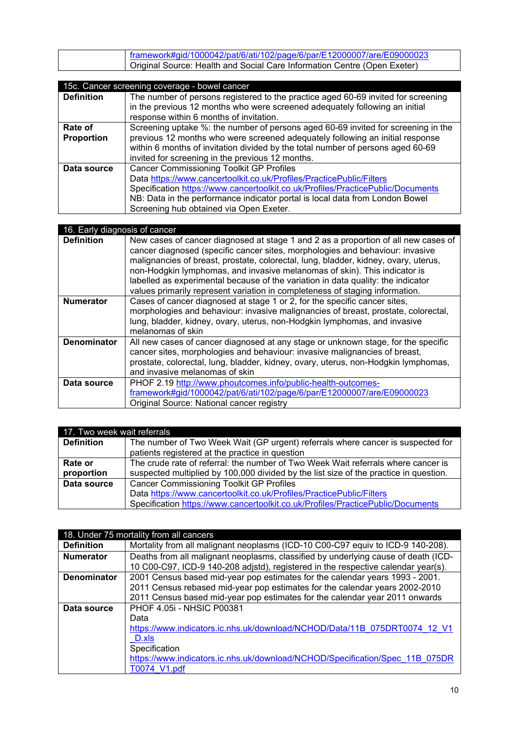| | |
|---|---|
| | framework#gid/1000042/pat/6/ati/102/page/6/par/E12000007/are/E09000023<br>Original Source: Health and Social Care Information Centre (Open Exeter) |

| 15c. Cancer screening coverage - bowel cancer | |
|---|---|
| **Definition** | The number of persons registered to the practice aged 60-69 invited for screening in the previous 12 months who were screened adequately following an initial response within 6 months of invitation. |
| **Rate of Proportion** | Screening uptake %: the number of persons aged 60-69 invited for screening in the previous 12 months who were screened adequately following an initial response within 6 months of invitation divided by the total number of persons aged 60-69 invited for screening in the previous 12 months. |
| **Data source** | Cancer Commissioning Toolkit GP Profiles<br>Data https://www.cancertoolkit.co.uk/Profiles/PracticePublic/Filters<br>Specification https://www.cancertoolkit.co.uk/Profiles/PracticePublic/Documents<br>NB: Data in the performance indicator portal is local data from London Bowel Screening hub obtained via Open Exeter. |

| 16. Early diagnosis of cancer | |
|---|---|
| **Definition** | New cases of cancer diagnosed at stage 1 and 2 as a proportion of all new cases of cancer diagnosed (specific cancer sites, morphologies and behaviour: invasive malignancies of breast, prostate, colorectal, lung, bladder, kidney, ovary, uterus, non-Hodgkin lymphomas, and invasive melanomas of skin). This indicator is labelled as experimental because of the variation in data quality: the indicator values primarily represent variation in completeness of staging information. |
| **Numerator** | Cases of cancer diagnosed at stage 1 or 2, for the specific cancer sites, morphologies and behaviour: invasive malignancies of breast, prostate, colorectal, lung, bladder, kidney, ovary, uterus, non-Hodgkin lymphomas, and invasive melanomas of skin |
| **Denominator** | All new cases of cancer diagnosed at any stage or unknown stage, for the specific cancer sites, morphologies and behaviour: invasive malignancies of breast, prostate, colorectal, lung, bladder, kidney, ovary, uterus, non-Hodgkin lymphomas, and invasive melanomas of skin |
| **Data source** | PHOF 2.19 http://www.phoutcomes.info/public-health-outcomes-framework#gid/1000042/pat/6/ati/102/page/6/par/E12000007/are/E09000023<br>Original Source: National cancer registry |

| 17. Two week wait referrals | |
|---|---|
| **Definition** | The number of Two Week Wait (GP urgent) referrals where cancer is suspected for patients registered at the practice in question |
| **Rate or proportion** | The crude rate of referral: the number of Two Week Wait referrals where cancer is suspected multiplied by 100,000 divided by the list size of the practice in question. |
| **Data source** | Cancer Commissioning Toolkit GP Profiles<br>Data https://www.cancertoolkit.co.uk/Profiles/PracticePublic/Filters<br>Specification https://www.cancertoolkit.co.uk/Profiles/PracticePublic/Documents |

| 18. Under 75 mortality from all cancers | |
|---|---|
| **Definition** | Mortality from all malignant neoplasms (ICD-10 C00-C97 equiv to ICD-9 140-208). |
| **Numerator** | Deaths from all malignant neoplasms, classified by underlying cause of death (ICD-10 C00-C97, ICD-9 140-208 adjstd), registered in the respective calendar year(s). |
| **Denominator** | 2001 Census based mid-year pop estimates for the calendar years 1993 - 2001.<br>2011 Census rebased mid-year pop estimates for the calendar years 2002-2010<br>2011 Census based mid-year pop estimates for the calendar year 2011 onwards |
| **Data source** | PHOF 4.05i - NHSIC P00381<br>Data<br>https://www.indicators.ic.nhs.uk/download/NCHOD/Data/11B_075DRT0074_12_V1_D.xls<br>Specification<br>https://www.indicators.ic.nhs.uk/download/NCHOD/Specification/Spec_11B_075DRT0074_V1.pdf |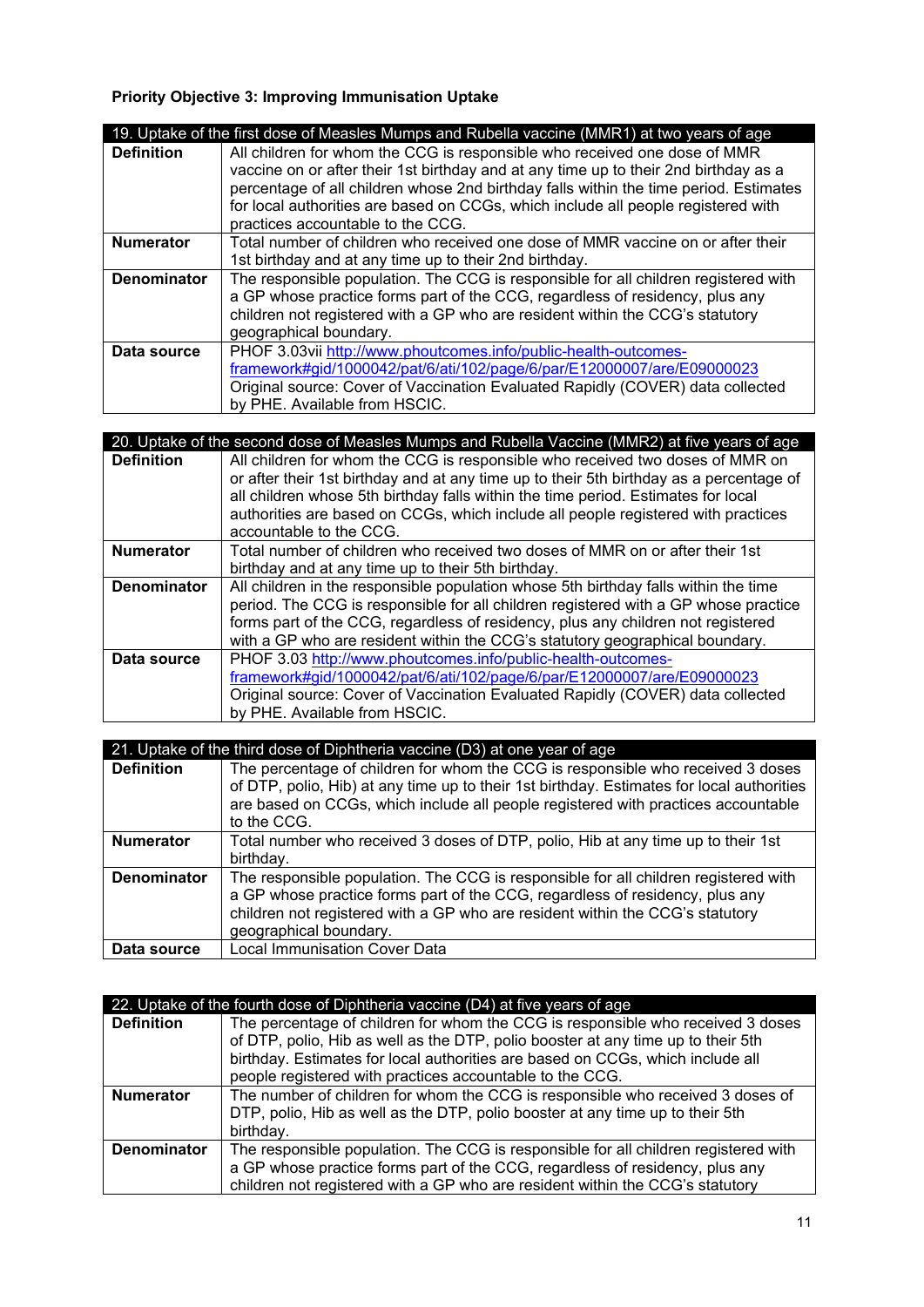**Priority Objective 3: Improving Immunisation Uptake**

| 19. Uptake of the first dose of Measles Mumps and Rubella vaccine (MMR1) at two years of age | |
|---|---|
| **Definition** | All children for whom the CCG is responsible who received one dose of MMR vaccine on or after their 1st birthday and at any time up to their 2nd birthday as a percentage of all children whose 2nd birthday falls within the time period. Estimates for local authorities are based on CCGs, which include all people registered with practices accountable to the CCG. |
| **Numerator** | Total number of children who received one dose of MMR vaccine on or after their 1st birthday and at any time up to their 2nd birthday. |
| **Denominator** | The responsible population. The CCG is responsible for all children registered with a GP whose practice forms part of the CCG, regardless of residency, plus any children not registered with a GP who are resident within the CCG's statutory geographical boundary. |
| **Data source** | PHOF 3.03vii http://www.phoutcomes.info/public-health-outcomes-framework#gid/1000042/pat/6/ati/102/page/6/par/E12000007/are/E09000023 Original source: Cover of Vaccination Evaluated Rapidly (COVER) data collected by PHE. Available from HSCIC. |

| 20. Uptake of the second dose of Measles Mumps and Rubella Vaccine (MMR2) at five years of age | |
|---|---|
| **Definition** | All children for whom the CCG is responsible who received two doses of MMR on or after their 1st birthday and at any time up to their 5th birthday as a percentage of all children whose 5th birthday falls within the time period. Estimates for local authorities are based on CCGs, which include all people registered with practices accountable to the CCG. |
| **Numerator** | Total number of children who received two doses of MMR on or after their 1st birthday and at any time up to their 5th birthday. |
| **Denominator** | All children in the responsible population whose 5th birthday falls within the time period. The CCG is responsible for all children registered with a GP whose practice forms part of the CCG, regardless of residency, plus any children not registered with a GP who are resident within the CCG's statutory geographical boundary. |
| **Data source** | PHOF 3.03 http://www.phoutcomes.info/public-health-outcomes-framework#gid/1000042/pat/6/ati/102/page/6/par/E12000007/are/E09000023 Original source: Cover of Vaccination Evaluated Rapidly (COVER) data collected by PHE. Available from HSCIC. |

| 21. Uptake of the third dose of Diphtheria vaccine (D3) at one year of age | |
|---|---|
| **Definition** | The percentage of children for whom the CCG is responsible who received 3 doses of DTP, polio, Hib) at any time up to their 1st birthday. Estimates for local authorities are based on CCGs, which include all people registered with practices accountable to the CCG. |
| **Numerator** | Total number who received 3 doses of DTP, polio, Hib at any time up to their 1st birthday. |
| **Denominator** | The responsible population. The CCG is responsible for all children registered with a GP whose practice forms part of the CCG, regardless of residency, plus any children not registered with a GP who are resident within the CCG's statutory geographical boundary. |
| **Data source** | Local Immunisation Cover Data |

| 22. Uptake of the fourth dose of Diphtheria vaccine (D4) at five years of age | |
|---|---|
| **Definition** | The percentage of children for whom the CCG is responsible who received 3 doses of DTP, polio, Hib as well as the DTP, polio booster at any time up to their 5th birthday. Estimates for local authorities are based on CCGs, which include all people registered with practices accountable to the CCG. |
| **Numerator** | The number of children for whom the CCG is responsible who received 3 doses of DTP, polio, Hib as well as the DTP, polio booster at any time up to their 5th birthday. |
| **Denominator** | The responsible population. The CCG is responsible for all children registered with a GP whose practice forms part of the CCG, regardless of residency, plus any children not registered with a GP who are resident within the CCG's statutory |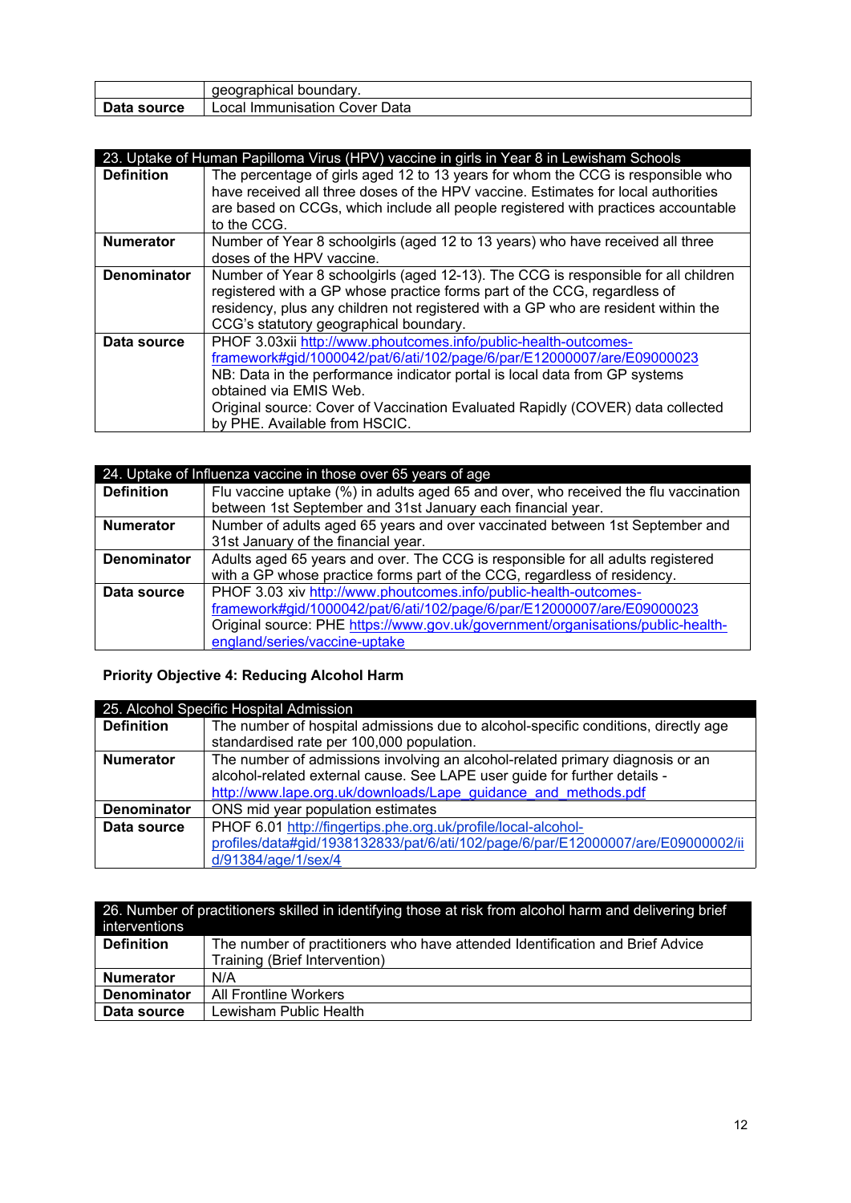|  | geographical boundary. |
| --- | --- |
| **Data source** | Local Immunisation Cover Data |

| 23. Uptake of Human Papilloma Virus (HPV) vaccine in girls in Year 8 in Lewisham Schools | |
| --- | --- |
| **Definition** | The percentage of girls aged 12 to 13 years for whom the CCG is responsible who have received all three doses of the HPV vaccine. Estimates for local authorities are based on CCGs, which include all people registered with practices accountable to the CCG. |
| **Numerator** | Number of Year 8 schoolgirls (aged 12 to 13 years) who have received all three doses of the HPV vaccine. |
| **Denominator** | Number of Year 8 schoolgirls (aged 12-13). The CCG is responsible for all children registered with a GP whose practice forms part of the CCG, regardless of residency, plus any children not registered with a GP who are resident within the CCG's statutory geographical boundary. |
| **Data source** | PHOF 3.03xii http://www.phoutcomes.info/public-health-outcomes-framework#gid/1000042/pat/6/ati/102/page/6/par/E12000007/are/E09000023<br>NB: Data in the performance indicator portal is local data from GP systems obtained via EMIS Web.<br>Original source: Cover of Vaccination Evaluated Rapidly (COVER) data collected by PHE. Available from HSCIC. |

| 24. Uptake of Influenza vaccine in those over 65 years of age | |
| --- | --- |
| **Definition** | Flu vaccine uptake (%) in adults aged 65 and over, who received the flu vaccination between 1st September and 31st January each financial year. |
| **Numerator** | Number of adults aged 65 years and over vaccinated between 1st September and 31st January of the financial year. |
| **Denominator** | Adults aged 65 years and over. The CCG is responsible for all adults registered with a GP whose practice forms part of the CCG, regardless of residency. |
| **Data source** | PHOF 3.03 xiv http://www.phoutcomes.info/public-health-outcomes-framework#gid/1000042/pat/6/ati/102/page/6/par/E12000007/are/E09000023<br>Original source: PHE https://www.gov.uk/government/organisations/public-health-england/series/vaccine-uptake |

**Priority Objective 4: Reducing Alcohol Harm**

| 25. Alcohol Specific Hospital Admission | |
| --- | --- |
| **Definition** | The number of hospital admissions due to alcohol-specific conditions, directly age standardised rate per 100,000 population. |
| **Numerator** | The number of admissions involving an alcohol-related primary diagnosis or an alcohol-related external cause. See LAPE user guide for further details - http://www.lape.org.uk/downloads/Lape_guidance_and_methods.pdf |
| **Denominator** | ONS mid year population estimates |
| **Data source** | PHOF 6.01 http://fingertips.phe.org.uk/profile/local-alcohol-profiles/data#gid/1938132833/pat/6/ati/102/page/6/par/E12000007/are/E09000002/iid/91384/age/1/sex/4 |

| 26. Number of practitioners skilled in identifying those at risk from alcohol harm and delivering brief interventions | |
| --- | --- |
| **Definition** | The number of practitioners who have attended Identification and Brief Advice Training (Brief Intervention) |
| **Numerator** | N/A |
| **Denominator** | All Frontline Workers |
| **Data source** | Lewisham Public Health |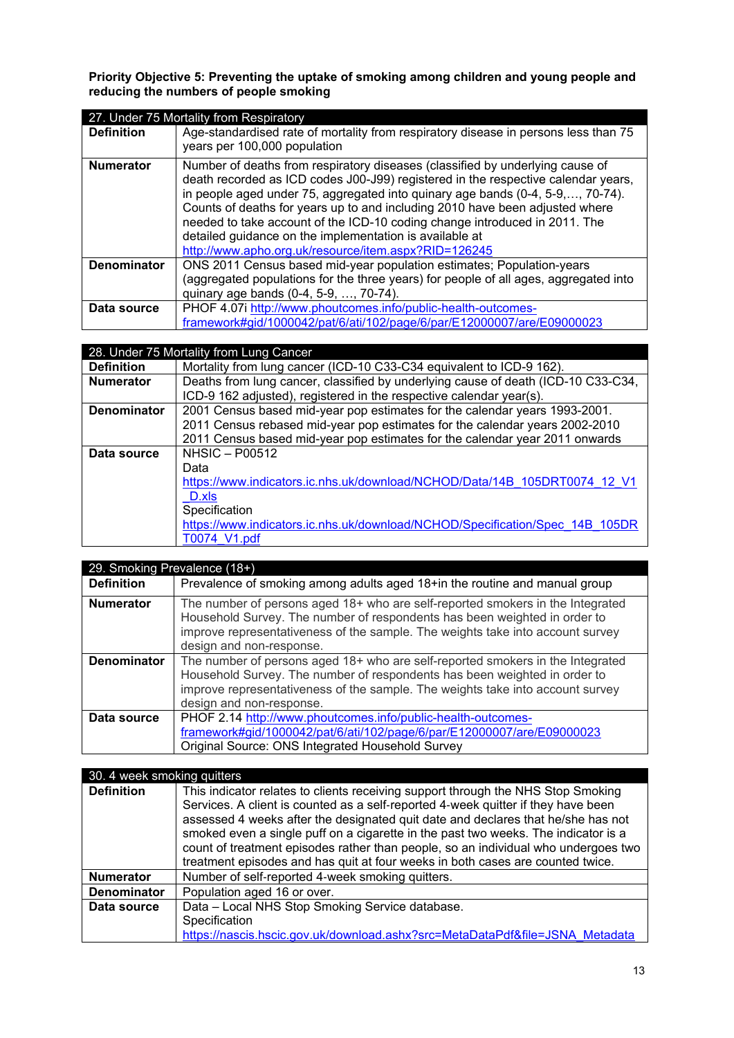**Priority Objective 5: Preventing the uptake of smoking among children and young people and reducing the numbers of people smoking**

| 27. Under 75 Mortality from Respiratory | |
|---|---|
| **Definition** | Age-standardised rate of mortality from respiratory disease in persons less than 75 years per 100,000 population |
| **Numerator** | Number of deaths from respiratory diseases (classified by underlying cause of death recorded as ICD codes J00-J99) registered in the respective calendar years, in people aged under 75, aggregated into quinary age bands (0-4, 5-9,…, 70-74). Counts of deaths for years up to and including 2010 have been adjusted where needed to take account of the ICD-10 coding change introduced in 2011. The detailed guidance on the implementation is available at http://www.apho.org.uk/resource/item.aspx?RID=126245 |
| **Denominator** | ONS 2011 Census based mid-year population estimates; Population-years (aggregated populations for the three years) for people of all ages, aggregated into quinary age bands (0-4, 5-9, …, 70-74). |
| **Data source** | PHOF 4.07i http://www.phoutcomes.info/public-health-outcomes-framework#gid/1000042/pat/6/ati/102/page/6/par/E12000007/are/E09000023 |

| 28. Under 75 Mortality from Lung Cancer | |
|---|---|
| **Definition** | Mortality from lung cancer (ICD-10 C33-C34 equivalent to ICD-9 162). |
| **Numerator** | Deaths from lung cancer, classified by underlying cause of death (ICD-10 C33-C34, ICD-9 162 adjusted), registered in the respective calendar year(s). |
| **Denominator** | 2001 Census based mid-year pop estimates for the calendar years 1993-2001.<br>2011 Census rebased mid-year pop estimates for the calendar years 2002-2010<br>2011 Census based mid-year pop estimates for the calendar year 2011 onwards |
| **Data source** | NHSIC – P00512<br>Data<br>https://www.indicators.ic.nhs.uk/download/NCHOD/Data/14B_105DRT0074_12_V1_D.xls<br>Specification<br>https://www.indicators.ic.nhs.uk/download/NCHOD/Specification/Spec_14B_105DRT0074_V1.pdf |

| 29. Smoking Prevalence (18+) | |
|---|---|
| **Definition** | Prevalence of smoking among adults aged 18+in the routine and manual group |
| **Numerator** | The number of persons aged 18+ who are self-reported smokers in the Integrated Household Survey. The number of respondents has been weighted in order to improve representativeness of the sample. The weights take into account survey design and non-response. |
| **Denominator** | The number of persons aged 18+ who are self-reported smokers in the Integrated Household Survey. The number of respondents has been weighted in order to improve representativeness of the sample. The weights take into account survey design and non-response. |
| **Data source** | PHOF 2.14 http://www.phoutcomes.info/public-health-outcomes-framework#gid/1000042/pat/6/ati/102/page/6/par/E12000007/are/E09000023<br>Original Source: ONS Integrated Household Survey |

| 30. 4 week smoking quitters | |
|---|---|
| **Definition** | This indicator relates to clients receiving support through the NHS Stop Smoking Services. A client is counted as a self-reported 4-week quitter if they have been assessed 4 weeks after the designated quit date and declares that he/she has not smoked even a single puff on a cigarette in the past two weeks. The indicator is a count of treatment episodes rather than people, so an individual who undergoes two treatment episodes and has quit at four weeks in both cases are counted twice. |
| **Numerator** | Number of self-reported 4-week smoking quitters. |
| **Denominator** | Population aged 16 or over. |
| **Data source** | Data – Local NHS Stop Smoking Service database.<br>Specification<br>https://nascis.hscic.gov.uk/download.ashx?src=MetaDataPdf&file=JSNA_Metadata |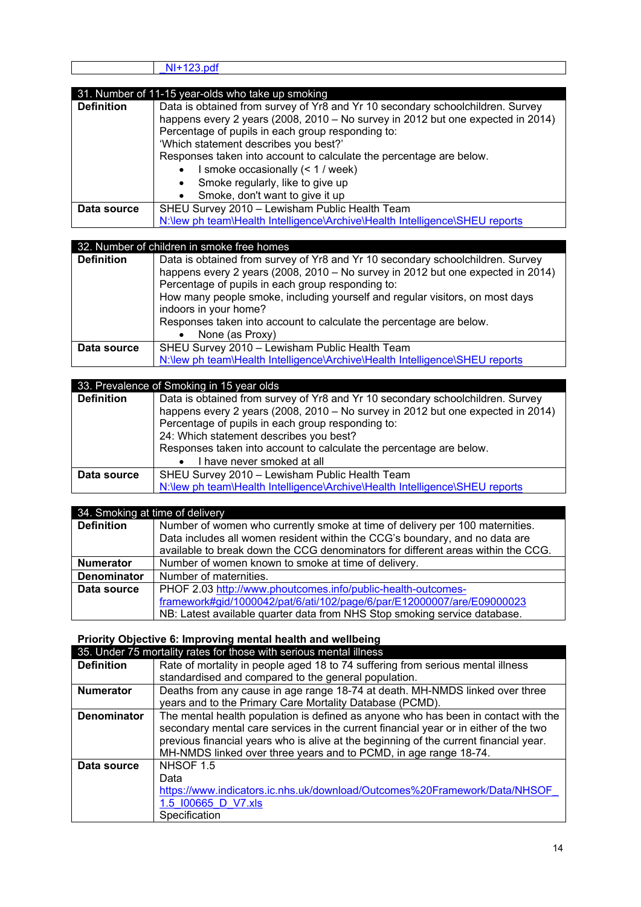| | _NI+123.pdf |
|---|---|

| 31. Number of 11-15 year-olds who take up smoking | |
|---|---|
| **Definition** | Data is obtained from survey of Yr8 and Yr 10 secondary schoolchildren. Survey happens every 2 years (2008, 2010 – No survey in 2012 but one expected in 2014) Percentage of pupils in each group responding to: 'Which statement describes you best?' Responses taken into account to calculate the percentage are below. • I smoke occasionally (< 1 / week) • Smoke regularly, like to give up • Smoke, don't want to give it up |
| **Data source** | SHEU Survey 2010 – Lewisham Public Health Team N:\lew ph team\Health Intelligence\Archive\Health Intelligence\SHEU reports |

| 32. Number of children in smoke free homes | |
|---|---|
| **Definition** | Data is obtained from survey of Yr8 and Yr 10 secondary schoolchildren. Survey happens every 2 years (2008, 2010 – No survey in 2012 but one expected in 2014) Percentage of pupils in each group responding to: How many people smoke, including yourself and regular visitors, on most days indoors in your home? Responses taken into account to calculate the percentage are below. • None (as Proxy) |
| **Data source** | SHEU Survey 2010 – Lewisham Public Health Team N:\lew ph team\Health Intelligence\Archive\Health Intelligence\SHEU reports |

| 33. Prevalence of Smoking in 15 year olds | |
|---|---|
| **Definition** | Data is obtained from survey of Yr8 and Yr 10 secondary schoolchildren. Survey happens every 2 years (2008, 2010 – No survey in 2012 but one expected in 2014) Percentage of pupils in each group responding to: 24: Which statement describes you best? Responses taken into account to calculate the percentage are below. • I have never smoked at all |
| **Data source** | SHEU Survey 2010 – Lewisham Public Health Team N:\lew ph team\Health Intelligence\Archive\Health Intelligence\SHEU reports |

| 34. Smoking at time of delivery | |
|---|---|
| **Definition** | Number of women who currently smoke at time of delivery per 100 maternities. Data includes all women resident within the CCG's boundary, and no data are available to break down the CCG denominators for different areas within the CCG. |
| **Numerator** | Number of women known to smoke at time of delivery. |
| **Denominator** | Number of maternities. |
| **Data source** | PHOF 2.03 http://www.phoutcomes.info/public-health-outcomes-framework#gid/1000042/pat/6/ati/102/page/6/par/E12000007/are/E09000023 NB: Latest available quarter data from NHS Stop smoking service database. |

**Priority Objective 6: Improving mental health and wellbeing**

| 35. Under 75 mortality rates for those with serious mental illness | |
|---|---|
| **Definition** | Rate of mortality in people aged 18 to 74 suffering from serious mental illness standardised and compared to the general population. |
| **Numerator** | Deaths from any cause in age range 18-74 at death. MH-NMDS linked over three years and to the Primary Care Mortality Database (PCMD). |
| **Denominator** | The mental health population is defined as anyone who has been in contact with the secondary mental care services in the current financial year or in either of the two previous financial years who is alive at the beginning of the current financial year. MH-NMDS linked over three years and to PCMD, in age range 18-74. |
| **Data source** | NHSOF 1.5 Data https://www.indicators.ic.nhs.uk/download/Outcomes%20Framework/Data/NHSOF_1.5_I00665_D_V7.xls Specification |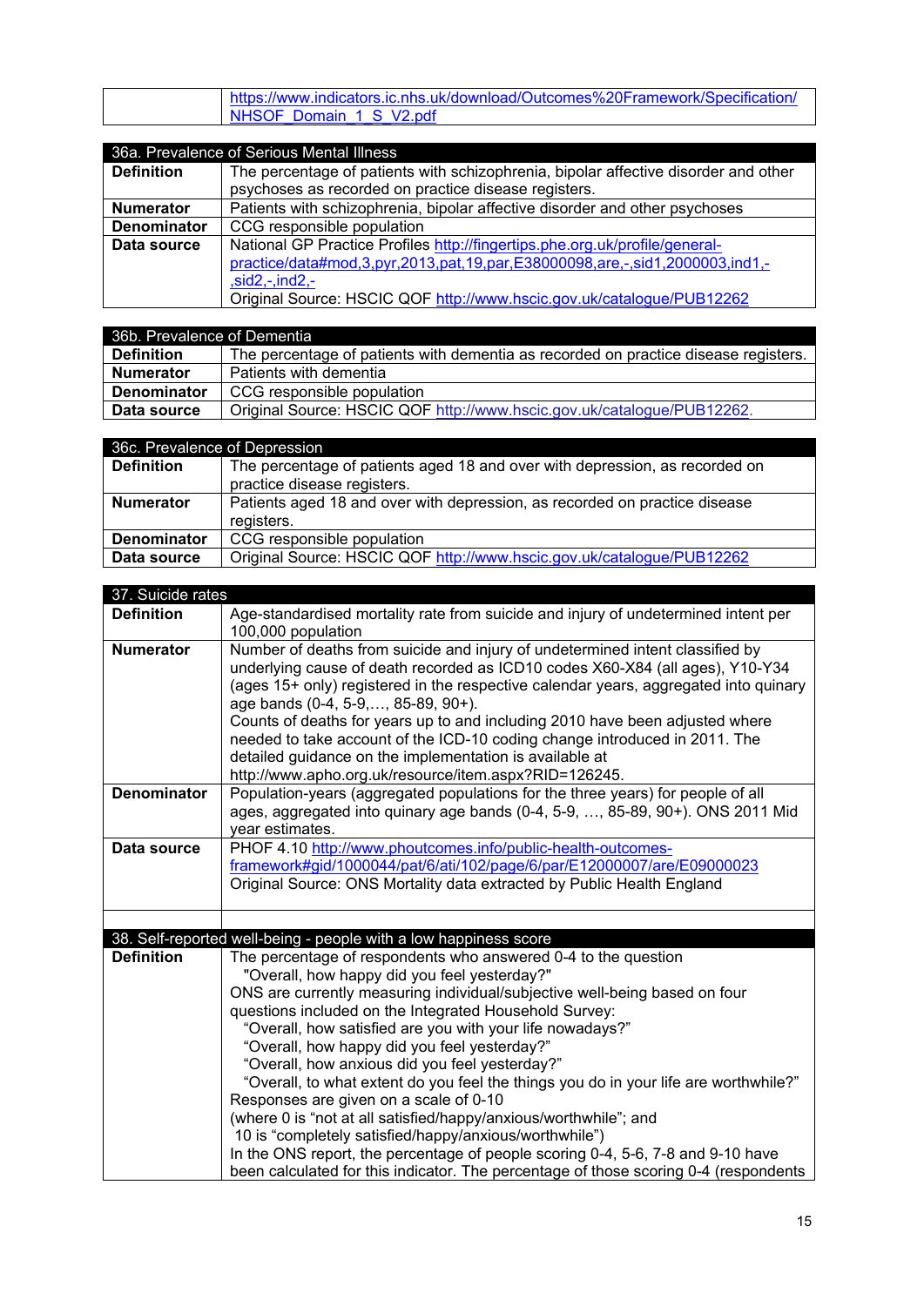| | |
|---|---|
| | https://www.indicators.ic.nhs.uk/download/Outcomes%20Framework/Specification/NHSOF_Domain_1_S_V2.pdf |

| 36a. Prevalence of Serious Mental Illness | |
|---|---|
| **Definition** | The percentage of patients with schizophrenia, bipolar affective disorder and other psychoses as recorded on practice disease registers. |
| **Numerator** | Patients with schizophrenia, bipolar affective disorder and other psychoses |
| **Denominator** | CCG responsible population |
| **Data source** | National GP Practice Profiles http://fingertips.phe.org.uk/profile/general-practice/data#mod,3,pyr,2013,pat,19,par,E38000098,are,-,sid1,2000003,ind1,-,sid2,-,ind2,-<br>Original Source: HSCIC QOF http://www.hscic.gov.uk/catalogue/PUB12262 |

| 36b. Prevalence of Dementia | |
|---|---|
| **Definition** | The percentage of patients with dementia as recorded on practice disease registers. |
| **Numerator** | Patients with dementia |
| **Denominator** | CCG responsible population |
| **Data source** | Original Source: HSCIC QOF http://www.hscic.gov.uk/catalogue/PUB12262. |

| 36c. Prevalence of Depression | |
|---|---|
| **Definition** | The percentage of patients aged 18 and over with depression, as recorded on practice disease registers. |
| **Numerator** | Patients aged 18 and over with depression, as recorded on practice disease registers. |
| **Denominator** | CCG responsible population |
| **Data source** | Original Source: HSCIC QOF http://www.hscic.gov.uk/catalogue/PUB12262 |

| 37. Suicide rates | |
|---|---|
| **Definition** | Age-standardised mortality rate from suicide and injury of undetermined intent per 100,000 population |
| **Numerator** | Number of deaths from suicide and injury of undetermined intent classified by underlying cause of death recorded as ICD10 codes X60-X84 (all ages), Y10-Y34 (ages 15+ only) registered in the respective calendar years, aggregated into quinary age bands (0-4, 5-9,…, 85-89, 90+).<br>Counts of deaths for years up to and including 2010 have been adjusted where needed to take account of the ICD-10 coding change introduced in 2011. The detailed guidance on the implementation is available at http://www.apho.org.uk/resource/item.aspx?RID=126245. |
| **Denominator** | Population-years (aggregated populations for the three years) for people of all ages, aggregated into quinary age bands (0-4, 5-9, …, 85-89, 90+). ONS 2011 Mid year estimates. |
| **Data source** | PHOF 4.10 http://www.phoutcomes.info/public-health-outcomes-framework#gid/1000044/pat/6/ati/102/page/6/par/E12000007/are/E09000023<br>Original Source: ONS Mortality data extracted by Public Health England |
| | |

| 38. Self-reported well-being - people with a low happiness score | |
|---|---|
| **Definition** | The percentage of respondents who answered 0-4 to the question<br>"Overall, how happy did you feel yesterday?"<br>ONS are currently measuring individual/subjective well-being based on four questions included on the Integrated Household Survey:<br>"Overall, how satisfied are you with your life nowadays?"<br>"Overall, how happy did you feel yesterday?"<br>"Overall, how anxious did you feel yesterday?"<br>"Overall, to what extent do you feel the things you do in your life are worthwhile?"<br>Responses are given on a scale of 0-10<br>(where 0 is "not at all satisfied/happy/anxious/worthwhile"; and<br>10 is "completely satisfied/happy/anxious/worthwhile")<br>In the ONS report, the percentage of people scoring 0-4, 5-6, 7-8 and 9-10 have been calculated for this indicator. The percentage of those scoring 0-4 (respondents |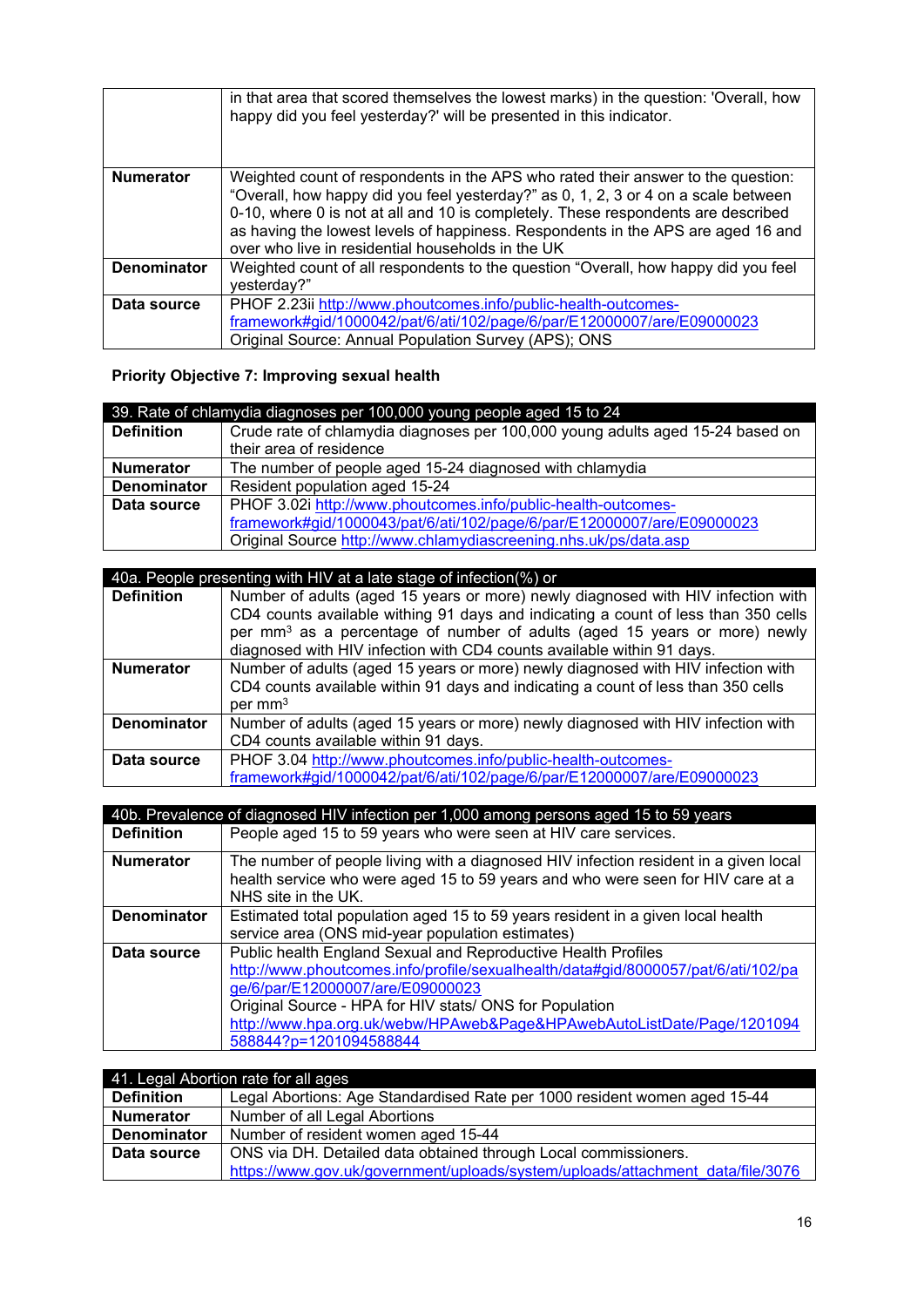| | |
|---|---|
| | in that area that scored themselves the lowest marks) in the question: 'Overall, how happy did you feel yesterday?' will be presented in this indicator. |
| **Numerator** | Weighted count of respondents in the APS who rated their answer to the question: "Overall, how happy did you feel yesterday?" as 0, 1, 2, 3 or 4 on a scale between 0-10, where 0 is not at all and 10 is completely. These respondents are described as having the lowest levels of happiness. Respondents in the APS are aged 16 and over who live in residential households in the UK |
| **Denominator** | Weighted count of all respondents to the question "Overall, how happy did you feel yesterday?" |
| **Data source** | PHOF 2.23ii http://www.phoutcomes.info/public-health-outcomes-framework#gid/1000042/pat/6/ati/102/page/6/par/E12000007/are/E09000023<br>Original Source: Annual Population Survey (APS); ONS |

**Priority Objective 7: Improving sexual health**

| 39. Rate of chlamydia diagnoses per 100,000 young people aged 15 to 24 | |
|---|---|
| **Definition** | Crude rate of chlamydia diagnoses per 100,000 young adults aged 15-24 based on their area of residence |
| **Numerator** | The number of people aged 15-24 diagnosed with chlamydia |
| **Denominator** | Resident population aged 15-24 |
| **Data source** | PHOF 3.02i http://www.phoutcomes.info/public-health-outcomes-framework#gid/1000043/pat/6/ati/102/page/6/par/E12000007/are/E09000023<br>Original Source http://www.chlamydiascreening.nhs.uk/ps/data.asp |

| 40a. People presenting with HIV at a late stage of infection(%) or | |
|---|---|
| **Definition** | Number of adults (aged 15 years or more) newly diagnosed with HIV infection with CD4 counts available withing 91 days and indicating a count of less than 350 cells per $mm^3$ as a percentage of number of adults (aged 15 years or more) newly diagnosed with HIV infection with CD4 counts available within 91 days. |
| **Numerator** | Number of adults (aged 15 years or more) newly diagnosed with HIV infection with CD4 counts available within 91 days and indicating a count of less than 350 cells per $mm^3$ |
| **Denominator** | Number of adults (aged 15 years or more) newly diagnosed with HIV infection with CD4 counts available within 91 days. |
| **Data source** | PHOF 3.04 http://www.phoutcomes.info/public-health-outcomes-framework#gid/1000042/pat/6/ati/102/page/6/par/E12000007/are/E09000023 |

| 40b. Prevalence of diagnosed HIV infection per 1,000 among persons aged 15 to 59 years | |
|---|---|
| **Definition** | People aged 15 to 59 years who were seen at HIV care services. |
| **Numerator** | The number of people living with a diagnosed HIV infection resident in a given local health service who were aged 15 to 59 years and who were seen for HIV care at a NHS site in the UK. |
| **Denominator** | Estimated total population aged 15 to 59 years resident in a given local health service area (ONS mid-year population estimates) |
| **Data source** | Public health England Sexual and Reproductive Health Profiles<br>http://www.phoutcomes.info/profile/sexualhealth/data#gid/8000057/pat/6/ati/102/page/6/par/E12000007/are/E09000023<br>Original Source - HPA for HIV stats/ ONS for Population<br>http://www.hpa.org.uk/webw/HPAweb&Page&HPAwebAutoListDate/Page/1201094588844?p=1201094588844 |

| 41. Legal Abortion rate for all ages | |
|---|---|
| **Definition** | Legal Abortions: Age Standardised Rate per 1000 resident women aged 15-44 |
| **Numerator** | Number of all Legal Abortions |
| **Denominator** | Number of resident women aged 15-44 |
| **Data source** | ONS via DH. Detailed data obtained through Local commissioners.<br>https://www.gov.uk/government/uploads/system/uploads/attachment_data/file/3076 |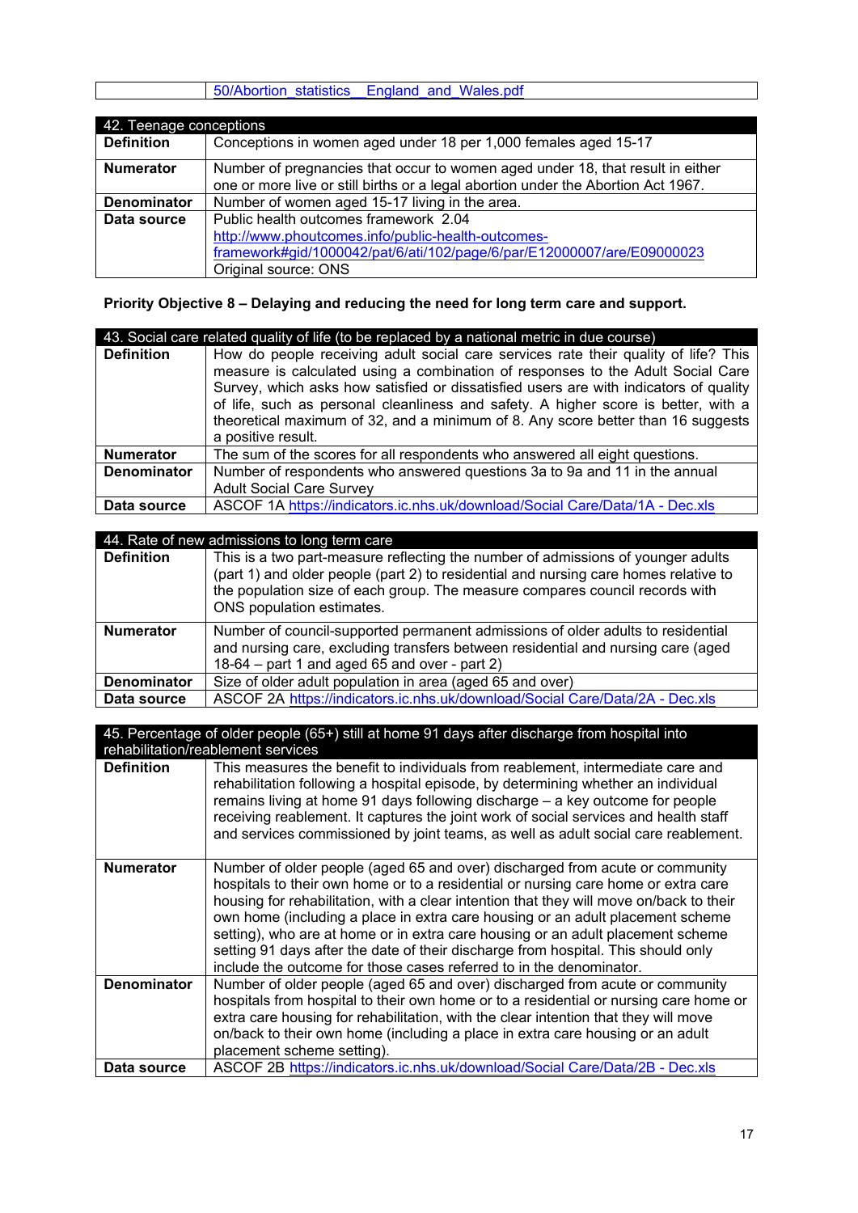| | 50/Abortion_statistics__England_and_Wales.pdf |
|---|---|

| 42. Teenage conceptions | |
|---|---|
| **Definition** | Conceptions in women aged under 18 per 1,000 females aged 15-17 |
| **Numerator** | Number of pregnancies that occur to women aged under 18, that result in either one or more live or still births or a legal abortion under the Abortion Act 1967. |
| **Denominator** | Number of women aged 15-17 living in the area. |
| **Data source** | Public health outcomes framework 2.04 http://www.phoutcomes.info/public-health-outcomes-framework#gid/1000042/pat/6/ati/102/page/6/par/E12000007/are/E09000023 Original source: ONS |

**Priority Objective 8 – Delaying and reducing the need for long term care and support.**

| 43. Social care related quality of life (to be replaced by a national metric in due course) | |
|---|---|
| **Definition** | How do people receiving adult social care services rate their quality of life? This measure is calculated using a combination of responses to the Adult Social Care Survey, which asks how satisfied or dissatisfied users are with indicators of quality of life, such as personal cleanliness and safety. A higher score is better, with a theoretical maximum of 32, and a minimum of 8. Any score better than 16 suggests a positive result. |
| **Numerator** | The sum of the scores for all respondents who answered all eight questions. |
| **Denominator** | Number of respondents who answered questions 3a to 9a and 11 in the annual Adult Social Care Survey |
| **Data source** | ASCOF 1A https://indicators.ic.nhs.uk/download/Social Care/Data/1A - Dec.xls |

| 44. Rate of new admissions to long term care | |
|---|---|
| **Definition** | This is a two part-measure reflecting the number of admissions of younger adults (part 1) and older people (part 2) to residential and nursing care homes relative to the population size of each group. The measure compares council records with ONS population estimates. |
| **Numerator** | Number of council-supported permanent admissions of older adults to residential and nursing care, excluding transfers between residential and nursing care (aged 18-64 – part 1 and aged 65 and over - part 2) |
| **Denominator** | Size of older adult population in area (aged 65 and over) |
| **Data source** | ASCOF 2A https://indicators.ic.nhs.uk/download/Social Care/Data/2A - Dec.xls |

| 45. Percentage of older people (65+) still at home 91 days after discharge from hospital into rehabilitation/reablement services | |
|---|---|
| **Definition** | This measures the benefit to individuals from reablement, intermediate care and rehabilitation following a hospital episode, by determining whether an individual remains living at home 91 days following discharge – a key outcome for people receiving reablement. It captures the joint work of social services and health staff and services commissioned by joint teams, as well as adult social care reablement. |
| **Numerator** | Number of older people (aged 65 and over) discharged from acute or community hospitals to their own home or to a residential or nursing care home or extra care housing for rehabilitation, with a clear intention that they will move on/back to their own home (including a place in extra care housing or an adult placement scheme setting), who are at home or in extra care housing or an adult placement scheme setting 91 days after the date of their discharge from hospital. This should only include the outcome for those cases referred to in the denominator. |
| **Denominator** | Number of older people (aged 65 and over) discharged from acute or community hospitals from hospital to their own home or to a residential or nursing care home or extra care housing for rehabilitation, with the clear intention that they will move on/back to their own home (including a place in extra care housing or an adult placement scheme setting). |
| **Data source** | ASCOF 2B https://indicators.ic.nhs.uk/download/Social Care/Data/2B - Dec.xls |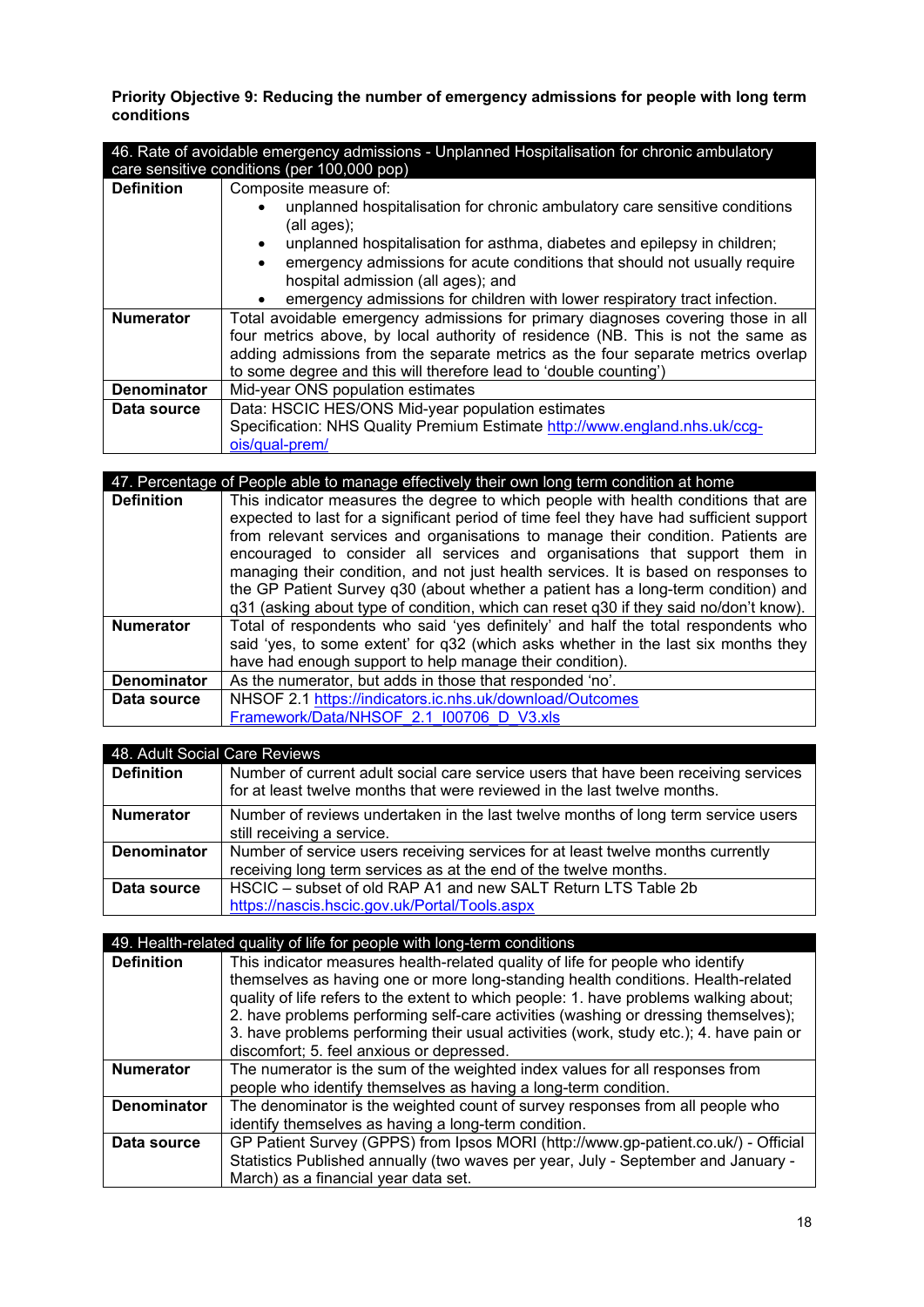**Priority Objective 9: Reducing the number of emergency admissions for people with long term conditions**

| 46. Rate of avoidable emergency admissions - Unplanned Hospitalisation for chronic ambulatory care sensitive conditions (per 100,000 pop) | |
|---|---|
| **Definition** | Composite measure of:<br>• unplanned hospitalisation for chronic ambulatory care sensitive conditions (all ages);<br>• unplanned hospitalisation for asthma, diabetes and epilepsy in children;<br>• emergency admissions for acute conditions that should not usually require hospital admission (all ages); and<br>• emergency admissions for children with lower respiratory tract infection. |
| **Numerator** | Total avoidable emergency admissions for primary diagnoses covering those in all four metrics above, by local authority of residence (NB. This is not the same as adding admissions from the separate metrics as the four separate metrics overlap to some degree and this will therefore lead to 'double counting') |
| **Denominator** | Mid-year ONS population estimates |
| **Data source** | Data: HSCIC HES/ONS Mid-year population estimates<br>Specification: NHS Quality Premium Estimate http://www.england.nhs.uk/ccg-ois/qual-prem/ |

| 47. Percentage of People able to manage effectively their own long term condition at home | |
|---|---|
| **Definition** | This indicator measures the degree to which people with health conditions that are expected to last for a significant period of time feel they have had sufficient support from relevant services and organisations to manage their condition. Patients are encouraged to consider all services and organisations that support them in managing their condition, and not just health services. It is based on responses to the GP Patient Survey q30 (about whether a patient has a long-term condition) and q31 (asking about type of condition, which can reset q30 if they said no/don't know). |
| **Numerator** | Total of respondents who said 'yes definitely' and half the total respondents who said 'yes, to some extent' for q32 (which asks whether in the last six months they have had enough support to help manage their condition). |
| **Denominator** | As the numerator, but adds in those that responded 'no'. |
| **Data source** | NHSOF 2.1 https://indicators.ic.nhs.uk/download/Outcomes Framework/Data/NHSOF_2.1_I00706_D_V3.xls |

| 48. Adult Social Care Reviews | |
|---|---|
| **Definition** | Number of current adult social care service users that have been receiving services for at least twelve months that were reviewed in the last twelve months. |
| **Numerator** | Number of reviews undertaken in the last twelve months of long term service users still receiving a service. |
| **Denominator** | Number of service users receiving services for at least twelve months currently receiving long term services as at the end of the twelve months. |
| **Data source** | HSCIC – subset of old RAP A1 and new SALT Return LTS Table 2b<br>https://nascis.hscic.gov.uk/Portal/Tools.aspx |

| 49. Health-related quality of life for people with long-term conditions | |
|---|---|
| **Definition** | This indicator measures health-related quality of life for people who identify themselves as having one or more long-standing health conditions. Health-related quality of life refers to the extent to which people: 1. have problems walking about; 2. have problems performing self-care activities (washing or dressing themselves); 3. have problems performing their usual activities (work, study etc.); 4. have pain or discomfort; 5. feel anxious or depressed. |
| **Numerator** | The numerator is the sum of the weighted index values for all responses from people who identify themselves as having a long-term condition. |
| **Denominator** | The denominator is the weighted count of survey responses from all people who identify themselves as having a long-term condition. |
| **Data source** | GP Patient Survey (GPPS) from Ipsos MORI (http://www.gp-patient.co.uk/) - Official Statistics Published annually (two waves per year, July - September and January - March) as a financial year data set. |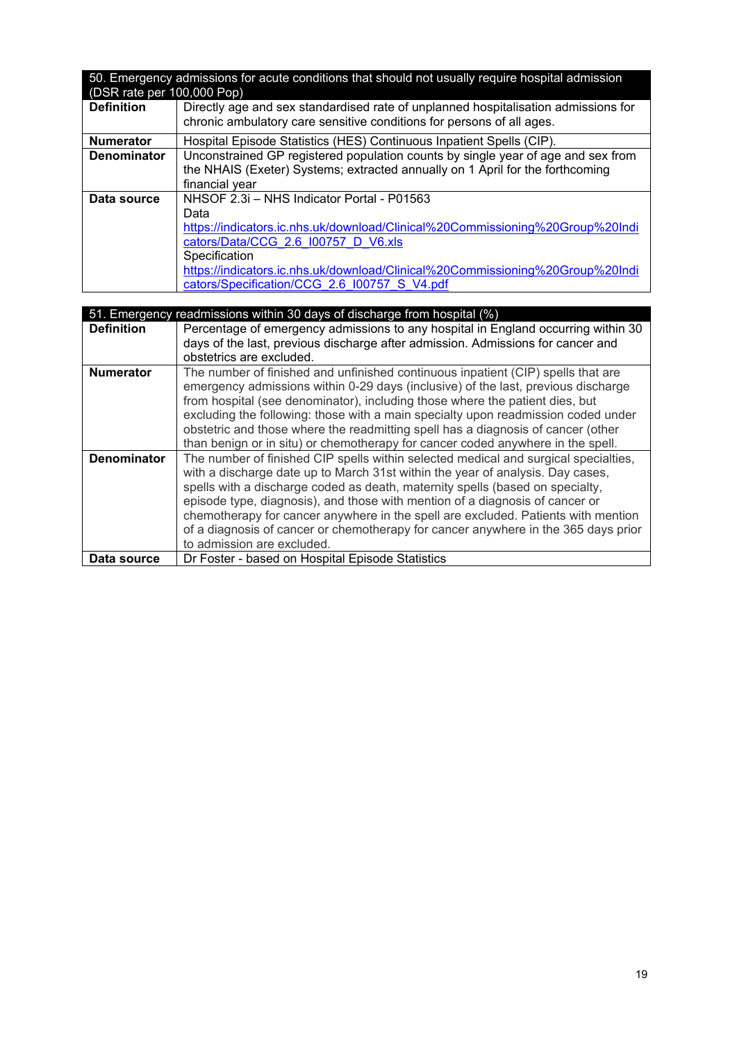| 50. Emergency admissions for acute conditions that should not usually require hospital admission (DSR rate per 100,000 Pop) | |
|---|---|
| **Definition** | Directly age and sex standardised rate of unplanned hospitalisation admissions for chronic ambulatory care sensitive conditions for persons of all ages. |
| **Numerator** | Hospital Episode Statistics (HES) Continuous Inpatient Spells (CIP). |
| **Denominator** | Unconstrained GP registered population counts by single year of age and sex from the NHAIS (Exeter) Systems; extracted annually on 1 April for the forthcoming financial year |
| **Data source** | NHSOF 2.3i – NHS Indicator Portal - P01563<br>Data<br>https://indicators.ic.nhs.uk/download/Clinical%20Commissioning%20Group%20Indicators/Data/CCG_2.6_I00757_D_V6.xls<br>Specification<br>https://indicators.ic.nhs.uk/download/Clinical%20Commissioning%20Group%20Indicators/Specification/CCG_2.6_I00757_S_V4.pdf |

| 51. Emergency readmissions within 30 days of discharge from hospital (%) | |
|---|---|
| **Definition** | Percentage of emergency admissions to any hospital in England occurring within 30 days of the last, previous discharge after admission. Admissions for cancer and obstetrics are excluded. |
| **Numerator** | The number of finished and unfinished continuous inpatient (CIP) spells that are emergency admissions within 0-29 days (inclusive) of the last, previous discharge from hospital (see denominator), including those where the patient dies, but excluding the following: those with a main specialty upon readmission coded under obstetric and those where the readmitting spell has a diagnosis of cancer (other than benign or in situ) or chemotherapy for cancer coded anywhere in the spell. |
| **Denominator** | The number of finished CIP spells within selected medical and surgical specialties, with a discharge date up to March 31st within the year of analysis. Day cases, spells with a discharge coded as death, maternity spells (based on specialty, episode type, diagnosis), and those with mention of a diagnosis of cancer or chemotherapy for cancer anywhere in the spell are excluded. Patients with mention of a diagnosis of cancer or chemotherapy for cancer anywhere in the 365 days prior to admission are excluded. |
| **Data source** | Dr Foster - based on Hospital Episode Statistics |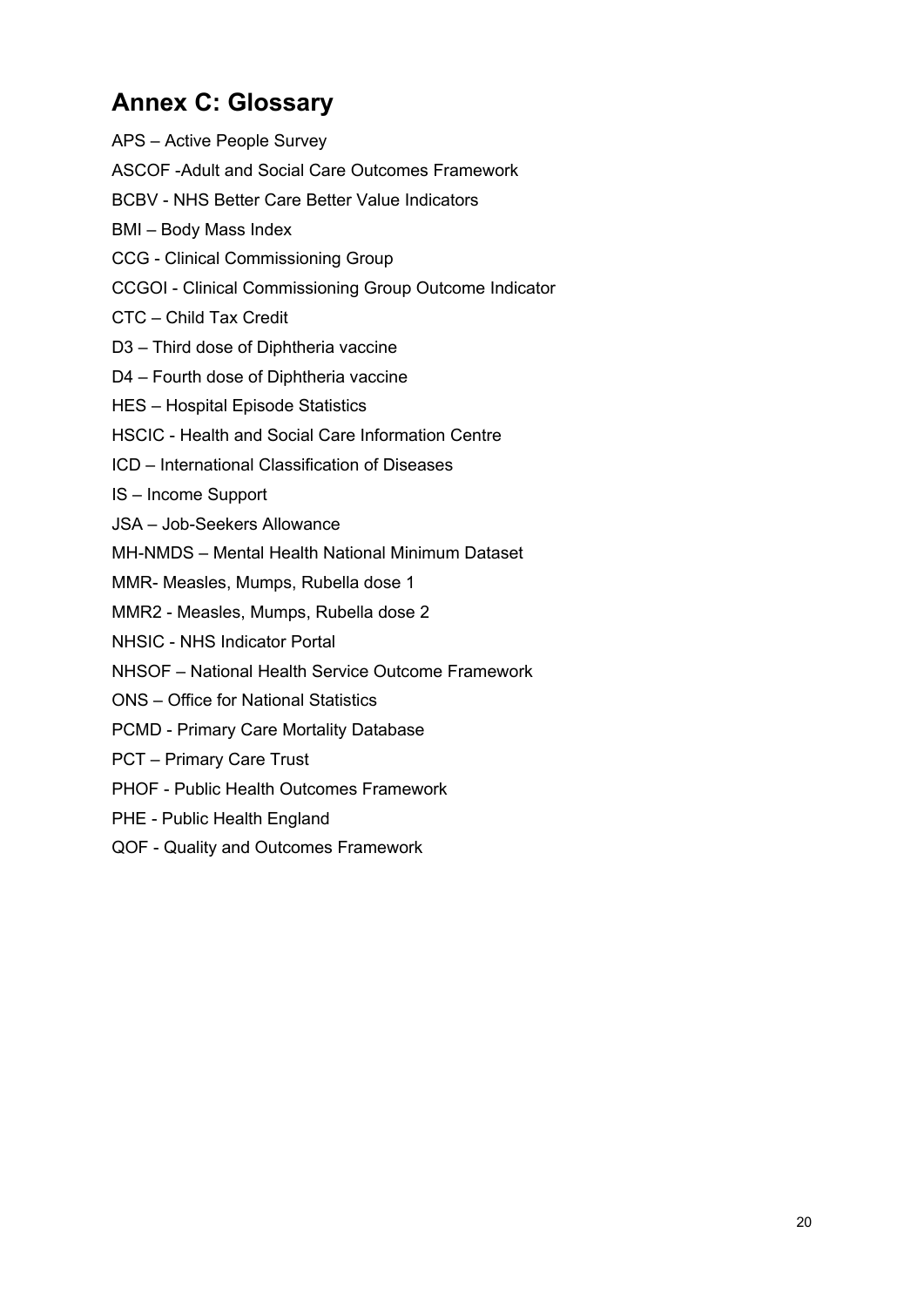## Annex C: Glossary

APS – Active People Survey

ASCOF -Adult and Social Care Outcomes Framework

BCBV - NHS Better Care Better Value Indicators

BMI – Body Mass Index

CCG - Clinical Commissioning Group

CCGOI - Clinical Commissioning Group Outcome Indicator

CTC – Child Tax Credit

D3 – Third dose of Diphtheria vaccine

D4 – Fourth dose of Diphtheria vaccine

HES – Hospital Episode Statistics

HSCIC - Health and Social Care Information Centre

ICD – International Classification of Diseases

IS – Income Support

JSA – Job-Seekers Allowance

MH-NMDS – Mental Health National Minimum Dataset

MMR- Measles, Mumps, Rubella dose 1

MMR2 - Measles, Mumps, Rubella dose 2

NHSIC - NHS Indicator Portal

NHSOF – National Health Service Outcome Framework

ONS – Office for National Statistics

PCMD - Primary Care Mortality Database

PCT – Primary Care Trust

PHOF - Public Health Outcomes Framework

PHE - Public Health England

QOF - Quality and Outcomes Framework